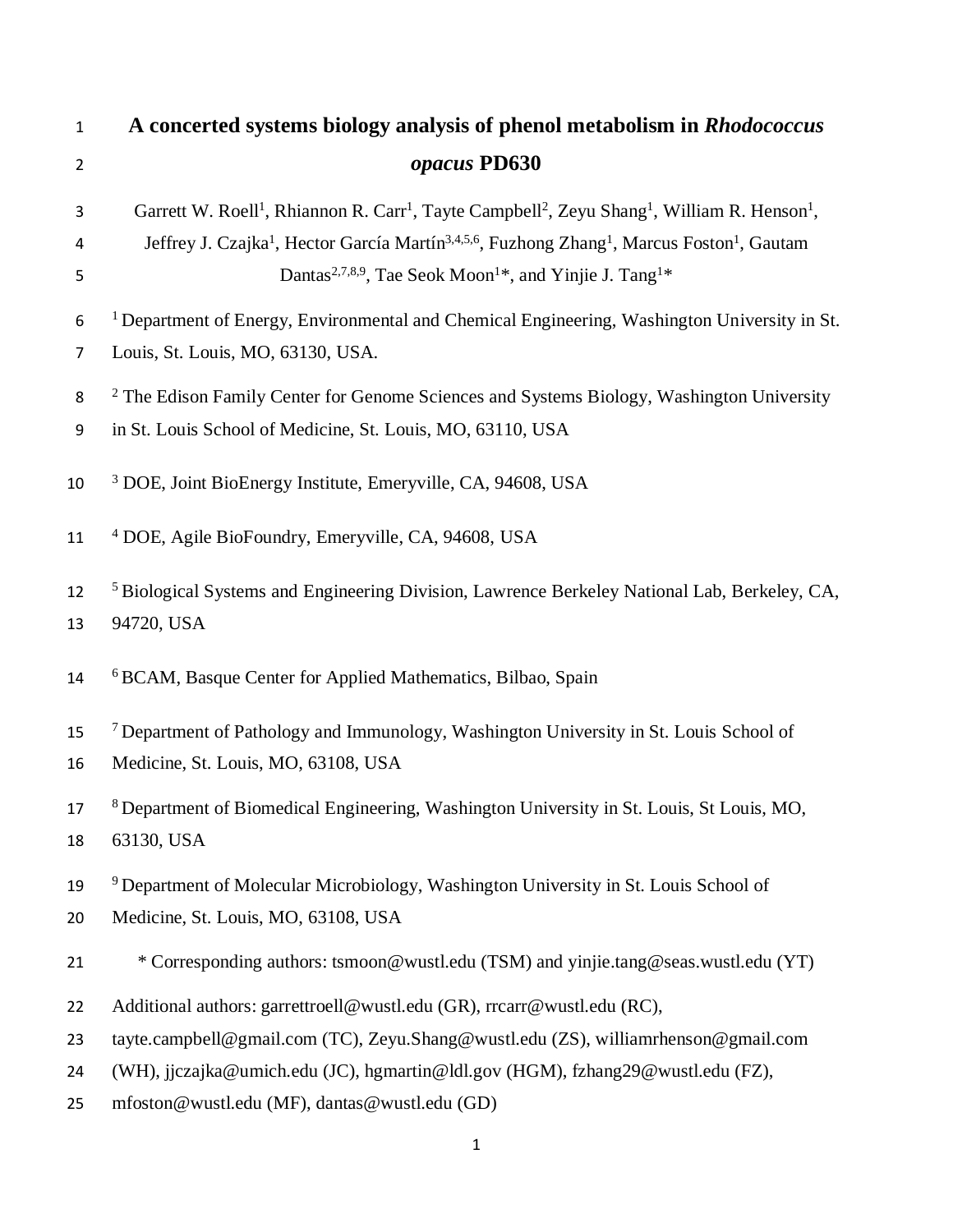# A concerted systems biology analysis of phenol metabolism in *Rhodococcus opacus* PD630

Garrett W. Roell[1], Rhiannon R. Carr[1], Tayte Campbell[2], Zeyu Shang[1], William R. Henson[1], Jeffrey J. Czajka[1], Hector García Martín[3,4,5,6], Fuzhong Zhang[1], Marcus Foston[1], Gautam Dantas[2,7,8,9], Tae Seok Moon[1]*, and Yinjie J. Tang[1]*

[1] Department of Energy, Environmental and Chemical Engineering, Washington University in St. Louis, St. Louis, MO, 63130, USA.

[2] The Edison Family Center for Genome Sciences and Systems Biology, Washington University in St. Louis School of Medicine, St. Louis, MO, 63110, USA

[3] DOE, Joint BioEnergy Institute, Emeryville, CA, 94608, USA

[4] DOE, Agile BioFoundry, Emeryville, CA, 94608, USA

[5] Biological Systems and Engineering Division, Lawrence Berkeley National Lab, Berkeley, CA, 94720, USA

[6] BCAM, Basque Center for Applied Mathematics, Bilbao, Spain

[7] Department of Pathology and Immunology, Washington University in St. Louis School of Medicine, St. Louis, MO, 63108, USA

[8] Department of Biomedical Engineering, Washington University in St. Louis, St Louis, MO, 63130, USA

[9] Department of Molecular Microbiology, Washington University in St. Louis School of Medicine, St. Louis, MO, 63108, USA

\* Corresponding authors: tsmoon@wustl.edu (TSM) and yinjie.tang@seas.wustl.edu (YT)

Additional authors: garrettroell@wustl.edu (GR), rrcarr@wustl.edu (RC), tayte.campbell@gmail.com (TC), Zeyu.Shang@wustl.edu (ZS), williamrhenson@gmail.com (WH), jjczajka@umich.edu (JC), hgmartin@ldl.gov (HGM), fzhang29@wustl.edu (FZ), mfoston@wustl.edu (MF), dantas@wustl.edu (GD)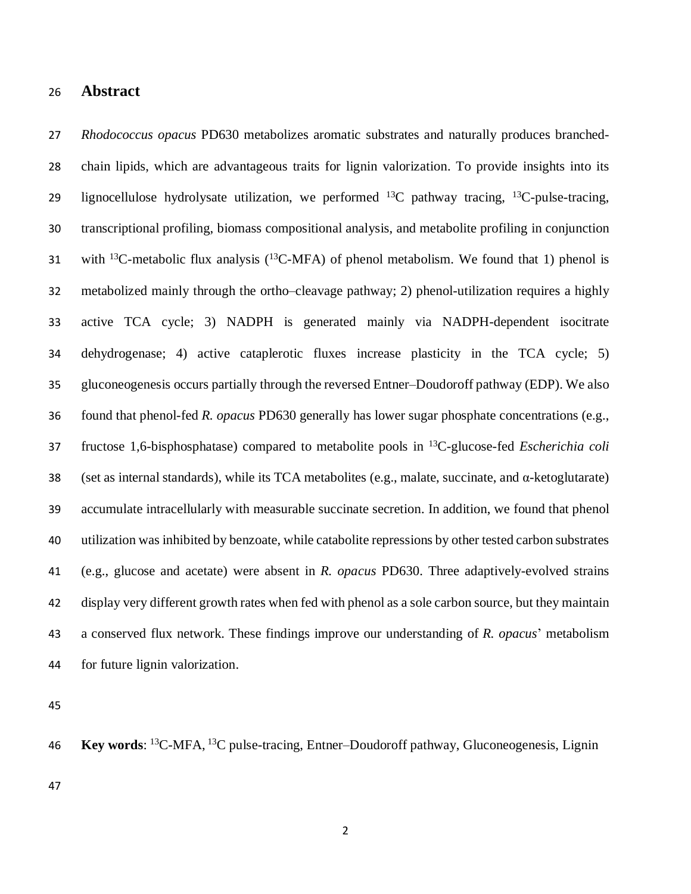# Abstract

*Rhodococcus opacus* PD630 metabolizes aromatic substrates and naturally produces branched-chain lipids, which are advantageous traits for lignin valorization. To provide insights into its lignocellulose hydrolysate utilization, we performed $^{13}C$ pathway tracing, $^{13}C$-pulse-tracing, transcriptional profiling, biomass compositional analysis, and metabolite profiling in conjunction with $^{13}C$-metabolic flux analysis ($^{13}C$-MFA) of phenol metabolism. We found that 1) phenol is metabolized mainly through the ortho–cleavage pathway; 2) phenol-utilization requires a highly active TCA cycle; 3) NADPH is generated mainly via NADPH-dependent isocitrate dehydrogenase; 4) active cataplerotic fluxes increase plasticity in the TCA cycle; 5) gluconeogenesis occurs partially through the reversed Entner–Doudoroff pathway (EDP). We also found that phenol-fed *R. opacus* PD630 generally has lower sugar phosphate concentrations (e.g., fructose 1,6-bisphosphatase) compared to metabolite pools in $^{13}C$-glucose-fed *Escherichia coli* (set as internal standards), while its TCA metabolites (e.g., malate, succinate, and α-ketoglutarate) accumulate intracellularly with measurable succinate secretion. In addition, we found that phenol utilization was inhibited by benzoate, while catabolite repressions by other tested carbon substrates (e.g., glucose and acetate) were absent in *R. opacus* PD630. Three adaptively-evolved strains display very different growth rates when fed with phenol as a sole carbon source, but they maintain a conserved flux network. These findings improve our understanding of *R. opacus*' metabolism for future lignin valorization.

**Key words**: $^{13}C$-MFA, $^{13}C$ pulse-tracing, Entner–Doudoroff pathway, Gluconeogenesis, Lignin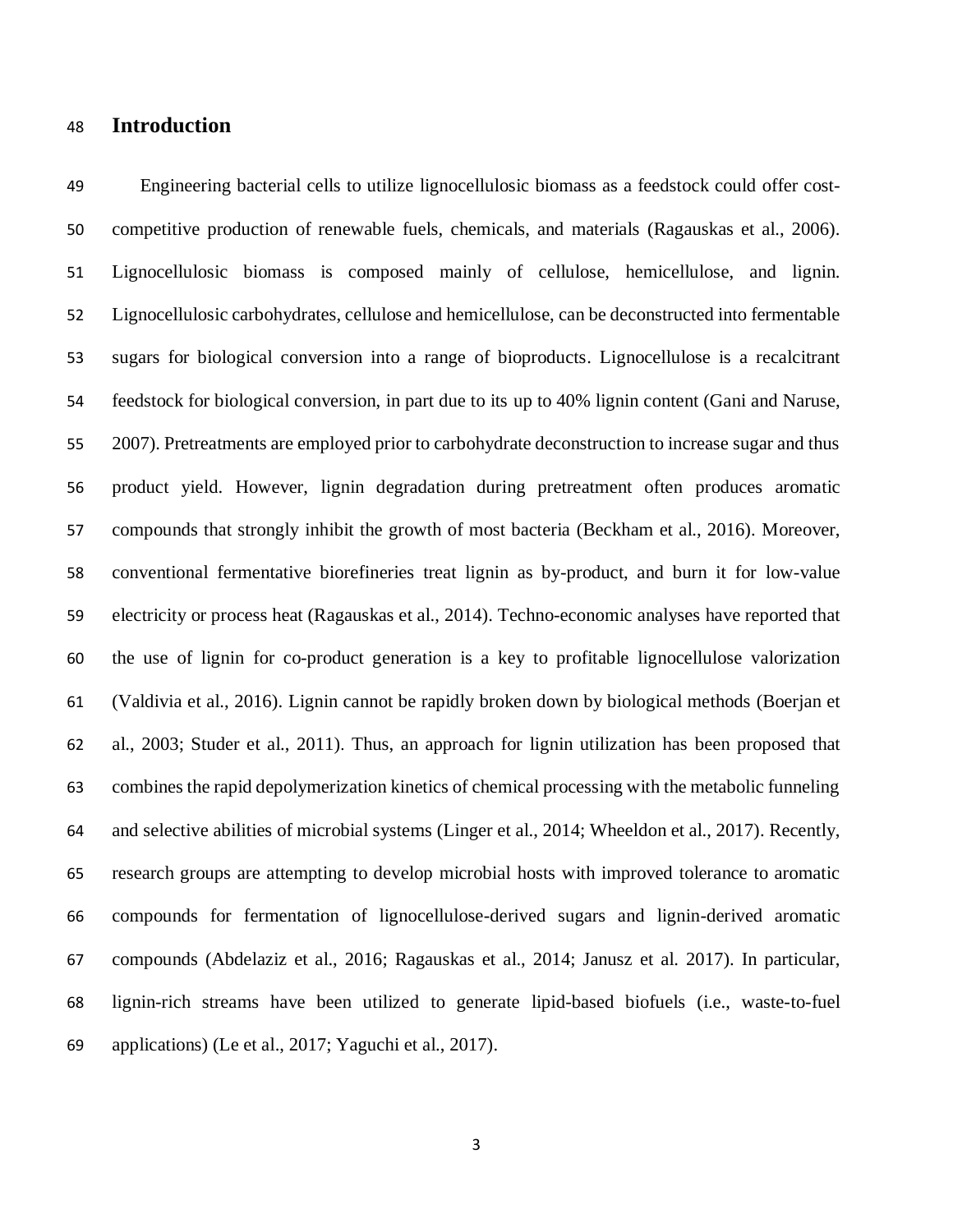# Introduction

Engineering bacterial cells to utilize lignocellulosic biomass as a feedstock could offer cost-competitive production of renewable fuels, chemicals, and materials (Ragauskas et al., 2006). Lignocellulosic biomass is composed mainly of cellulose, hemicellulose, and lignin. Lignocellulosic carbohydrates, cellulose and hemicellulose, can be deconstructed into fermentable sugars for biological conversion into a range of bioproducts. Lignocellulose is a recalcitrant feedstock for biological conversion, in part due to its up to 40% lignin content (Gani and Naruse, 2007). Pretreatments are employed prior to carbohydrate deconstruction to increase sugar and thus product yield. However, lignin degradation during pretreatment often produces aromatic compounds that strongly inhibit the growth of most bacteria (Beckham et al., 2016). Moreover, conventional fermentative biorefineries treat lignin as by-product, and burn it for low-value electricity or process heat (Ragauskas et al., 2014). Techno-economic analyses have reported that the use of lignin for co-product generation is a key to profitable lignocellulose valorization (Valdivia et al., 2016). Lignin cannot be rapidly broken down by biological methods (Boerjan et al., 2003; Studer et al., 2011). Thus, an approach for lignin utilization has been proposed that combines the rapid depolymerization kinetics of chemical processing with the metabolic funneling and selective abilities of microbial systems (Linger et al., 2014; Wheeldon et al., 2017). Recently, research groups are attempting to develop microbial hosts with improved tolerance to aromatic compounds for fermentation of lignocellulose-derived sugars and lignin-derived aromatic compounds (Abdelaziz et al., 2016; Ragauskas et al., 2014; Janusz et al. 2017). In particular, lignin-rich streams have been utilized to generate lipid-based biofuels (i.e., waste-to-fuel applications) (Le et al., 2017; Yaguchi et al., 2017).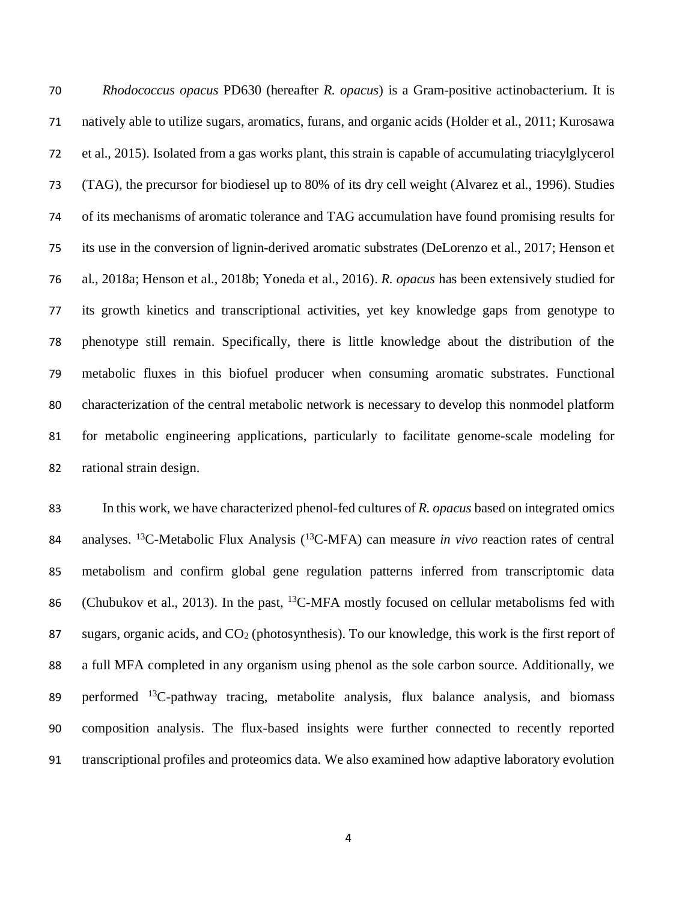*Rhodococcus opacus* PD630 (hereafter *R. opacus*) is a Gram-positive actinobacterium. It is natively able to utilize sugars, aromatics, furans, and organic acids (Holder et al., 2011; Kurosawa et al., 2015). Isolated from a gas works plant, this strain is capable of accumulating triacylglycerol (TAG), the precursor for biodiesel up to 80% of its dry cell weight (Alvarez et al., 1996). Studies of its mechanisms of aromatic tolerance and TAG accumulation have found promising results for its use in the conversion of lignin-derived aromatic substrates (DeLorenzo et al., 2017; Henson et al., 2018a; Henson et al., 2018b; Yoneda et al., 2016). *R. opacus* has been extensively studied for its growth kinetics and transcriptional activities, yet key knowledge gaps from genotype to phenotype still remain. Specifically, there is little knowledge about the distribution of the metabolic fluxes in this biofuel producer when consuming aromatic substrates. Functional characterization of the central metabolic network is necessary to develop this nonmodel platform for metabolic engineering applications, particularly to facilitate genome-scale modeling for rational strain design.

In this work, we have characterized phenol-fed cultures of *R. opacus* based on integrated omics analyses. $^{13}$C-Metabolic Flux Analysis ($^{13}$C-MFA) can measure *in vivo* reaction rates of central metabolism and confirm global gene regulation patterns inferred from transcriptomic data (Chubukov et al., 2013). In the past, $^{13}$C-MFA mostly focused on cellular metabolisms fed with sugars, organic acids, and $CO_2$ (photosynthesis). To our knowledge, this work is the first report of a full MFA completed in any organism using phenol as the sole carbon source. Additionally, we performed $^{13}$C-pathway tracing, metabolite analysis, flux balance analysis, and biomass composition analysis. The flux-based insights were further connected to recently reported transcriptional profiles and proteomics data. We also examined how adaptive laboratory evolution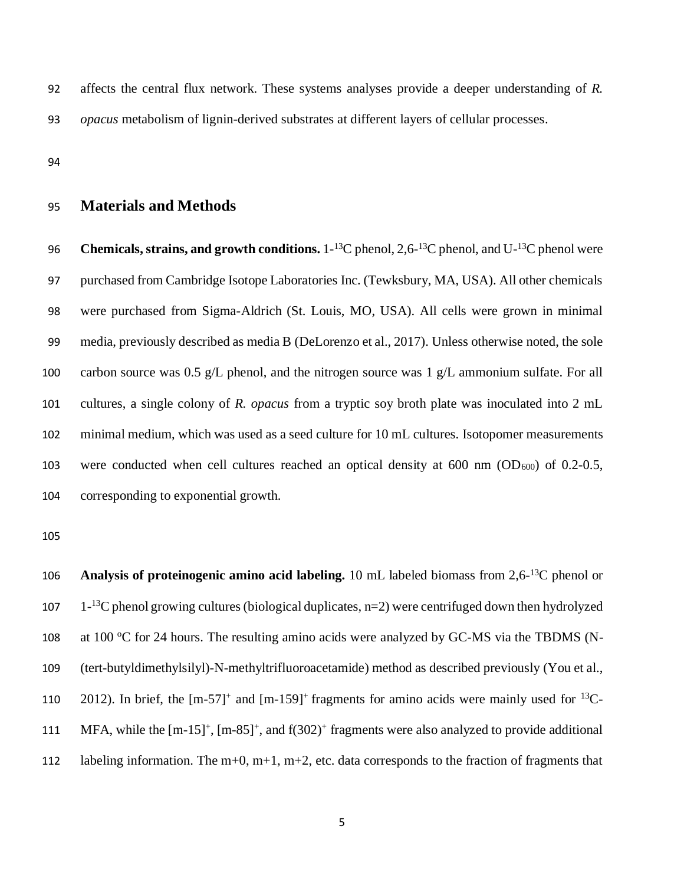affects the central flux network. These systems analyses provide a deeper understanding of *R. opacus* metabolism of lignin-derived substrates at different layers of cellular processes.

## Materials and Methods

**Chemicals, strains, and growth conditions.** 1-$^{13}$C phenol, 2,6-$^{13}$C phenol, and U-$^{13}$C phenol were purchased from Cambridge Isotope Laboratories Inc. (Tewksbury, MA, USA). All other chemicals were purchased from Sigma-Aldrich (St. Louis, MO, USA). All cells were grown in minimal media, previously described as media B (DeLorenzo et al., 2017). Unless otherwise noted, the sole carbon source was 0.5 g/L phenol, and the nitrogen source was 1 g/L ammonium sulfate. For all cultures, a single colony of *R. opacus* from a tryptic soy broth plate was inoculated into 2 mL minimal medium, which was used as a seed culture for 10 mL cultures. Isotopomer measurements were conducted when cell cultures reached an optical density at 600 nm ($OD_{600}$) of 0.2-0.5, corresponding to exponential growth.

**Analysis of proteinogenic amino acid labeling.** 10 mL labeled biomass from 2,6-$^{13}$C phenol or 1-$^{13}$C phenol growing cultures (biological duplicates, n=2) were centrifuged down then hydrolyzed at 100 $^{o}$C for 24 hours. The resulting amino acids were analyzed by GC-MS via the TBDMS (N-(tert-butyldimethylsilyl)-N-methyltrifluoroacetamide) method as described previously (You et al., 2012). In brief, the $[m\text{-}57]^+$ and $[m\text{-}159]^+$ fragments for amino acids were mainly used for $^{13}$C-MFA, while the $[m\text{-}15]^+$, $[m\text{-}85]^+$, and $f(302)^+$ fragments were also analyzed to provide additional labeling information. The m+0, m+1, m+2, etc. data corresponds to the fraction of fragments that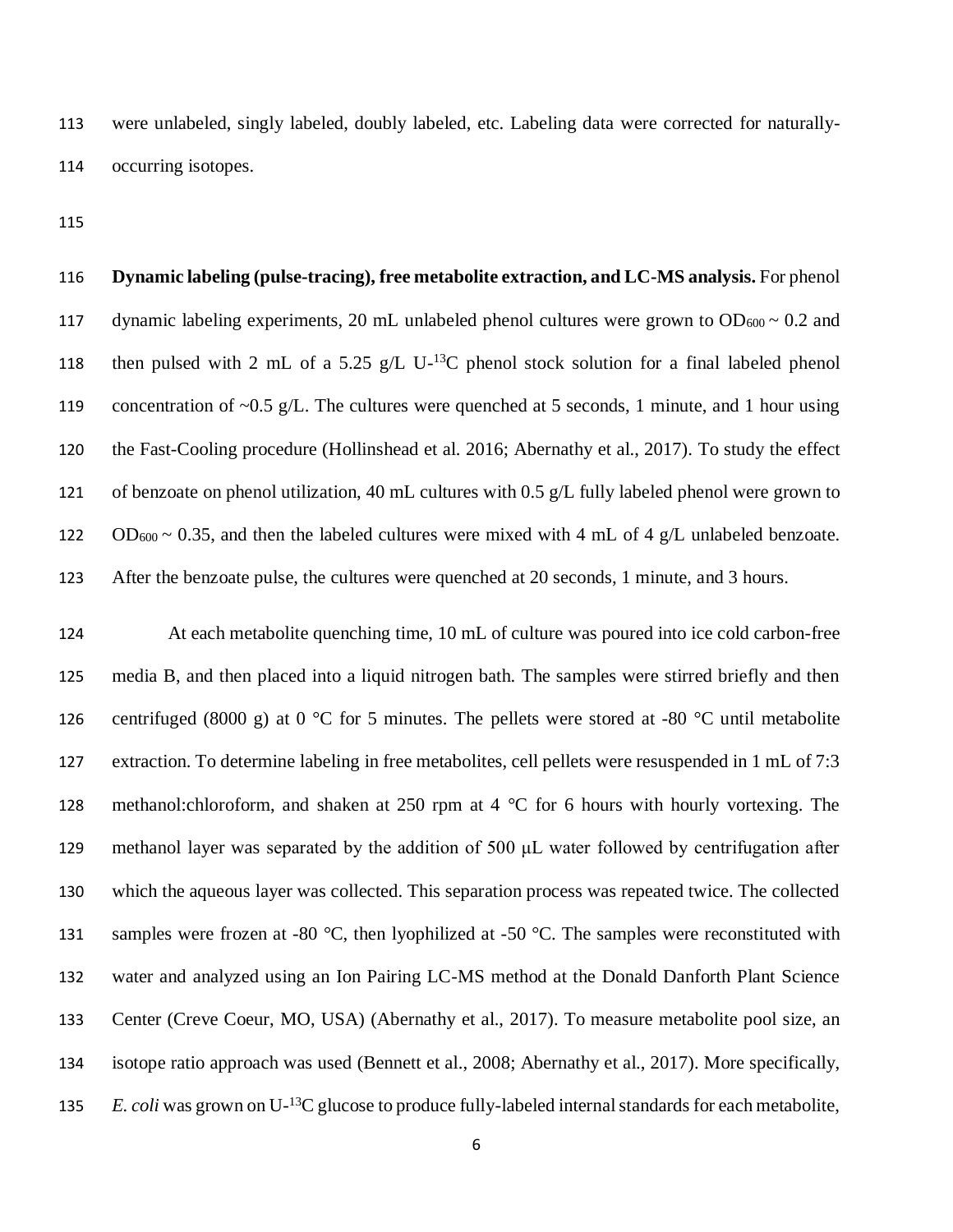were unlabeled, singly labeled, doubly labeled, etc. Labeling data were corrected for naturally-occurring isotopes.

**Dynamic labeling (pulse-tracing), free metabolite extraction, and LC-MS analysis.** For phenol dynamic labeling experiments, 20 mL unlabeled phenol cultures were grown to $OD_{600}$ ~ 0.2 and then pulsed with 2 mL of a 5.25 g/L U-$^{13}$C phenol stock solution for a final labeled phenol concentration of ~0.5 g/L. The cultures were quenched at 5 seconds, 1 minute, and 1 hour using the Fast-Cooling procedure (Hollinshead et al. 2016; Abernathy et al., 2017). To study the effect of benzoate on phenol utilization, 40 mL cultures with 0.5 g/L fully labeled phenol were grown to $OD_{600}$ ~ 0.35, and then the labeled cultures were mixed with 4 mL of 4 g/L unlabeled benzoate. After the benzoate pulse, the cultures were quenched at 20 seconds, 1 minute, and 3 hours.

At each metabolite quenching time, 10 mL of culture was poured into ice cold carbon-free media B, and then placed into a liquid nitrogen bath. The samples were stirred briefly and then centrifuged (8000 g) at 0 °C for 5 minutes. The pellets were stored at -80 °C until metabolite extraction. To determine labeling in free metabolites, cell pellets were resuspended in 1 mL of 7:3 methanol:chloroform, and shaken at 250 rpm at 4 °C for 6 hours with hourly vortexing. The methanol layer was separated by the addition of 500 μL water followed by centrifugation after which the aqueous layer was collected. This separation process was repeated twice. The collected samples were frozen at -80 °C, then lyophilized at -50 °C. The samples were reconstituted with water and analyzed using an Ion Pairing LC-MS method at the Donald Danforth Plant Science Center (Creve Coeur, MO, USA) (Abernathy et al., 2017). To measure metabolite pool size, an isotope ratio approach was used (Bennett et al., 2008; Abernathy et al., 2017). More specifically, *E. coli* was grown on U-$^{13}$C glucose to produce fully-labeled internal standards for each metabolite,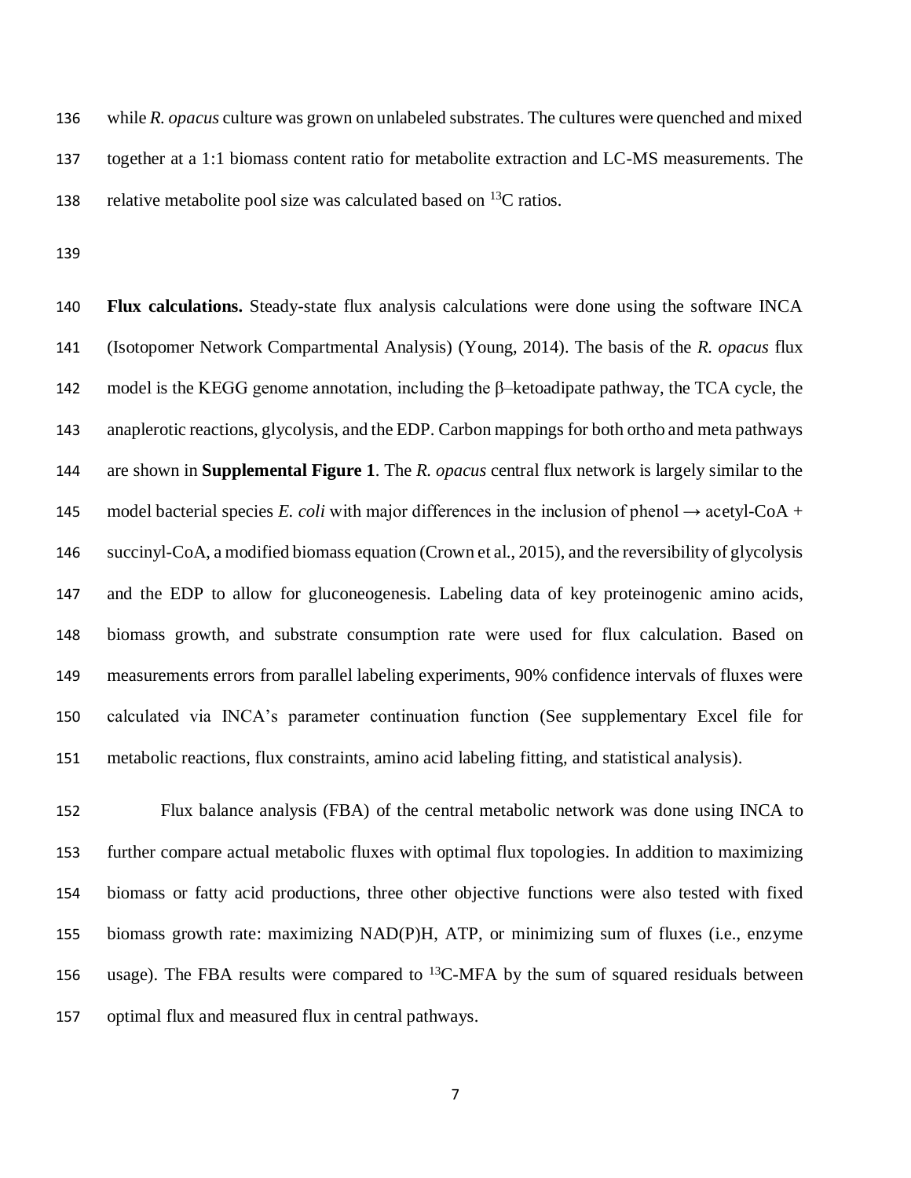while *R. opacus* culture was grown on unlabeled substrates. The cultures were quenched and mixed together at a 1:1 biomass content ratio for metabolite extraction and LC-MS measurements. The relative metabolite pool size was calculated based on $^{13}C$ ratios.

**Flux calculations.** Steady-state flux analysis calculations were done using the software INCA (Isotopomer Network Compartmental Analysis) (Young, 2014). The basis of the *R. opacus* flux model is the KEGG genome annotation, including the β–ketoadipate pathway, the TCA cycle, the anaplerotic reactions, glycolysis, and the EDP. Carbon mappings for both ortho and meta pathways are shown in **Supplemental Figure 1**. The *R. opacus* central flux network is largely similar to the model bacterial species *E. coli* with major differences in the inclusion of phenol → acetyl-CoA + succinyl-CoA, a modified biomass equation (Crown et al., 2015), and the reversibility of glycolysis and the EDP to allow for gluconeogenesis. Labeling data of key proteinogenic amino acids, biomass growth, and substrate consumption rate were used for flux calculation. Based on measurements errors from parallel labeling experiments, 90% confidence intervals of fluxes were calculated via INCA's parameter continuation function (See supplementary Excel file for metabolic reactions, flux constraints, amino acid labeling fitting, and statistical analysis).

Flux balance analysis (FBA) of the central metabolic network was done using INCA to further compare actual metabolic fluxes with optimal flux topologies. In addition to maximizing biomass or fatty acid productions, three other objective functions were also tested with fixed biomass growth rate: maximizing NAD(P)H, ATP, or minimizing sum of fluxes (i.e., enzyme usage). The FBA results were compared to $^{13}C$-MFA by the sum of squared residuals between optimal flux and measured flux in central pathways.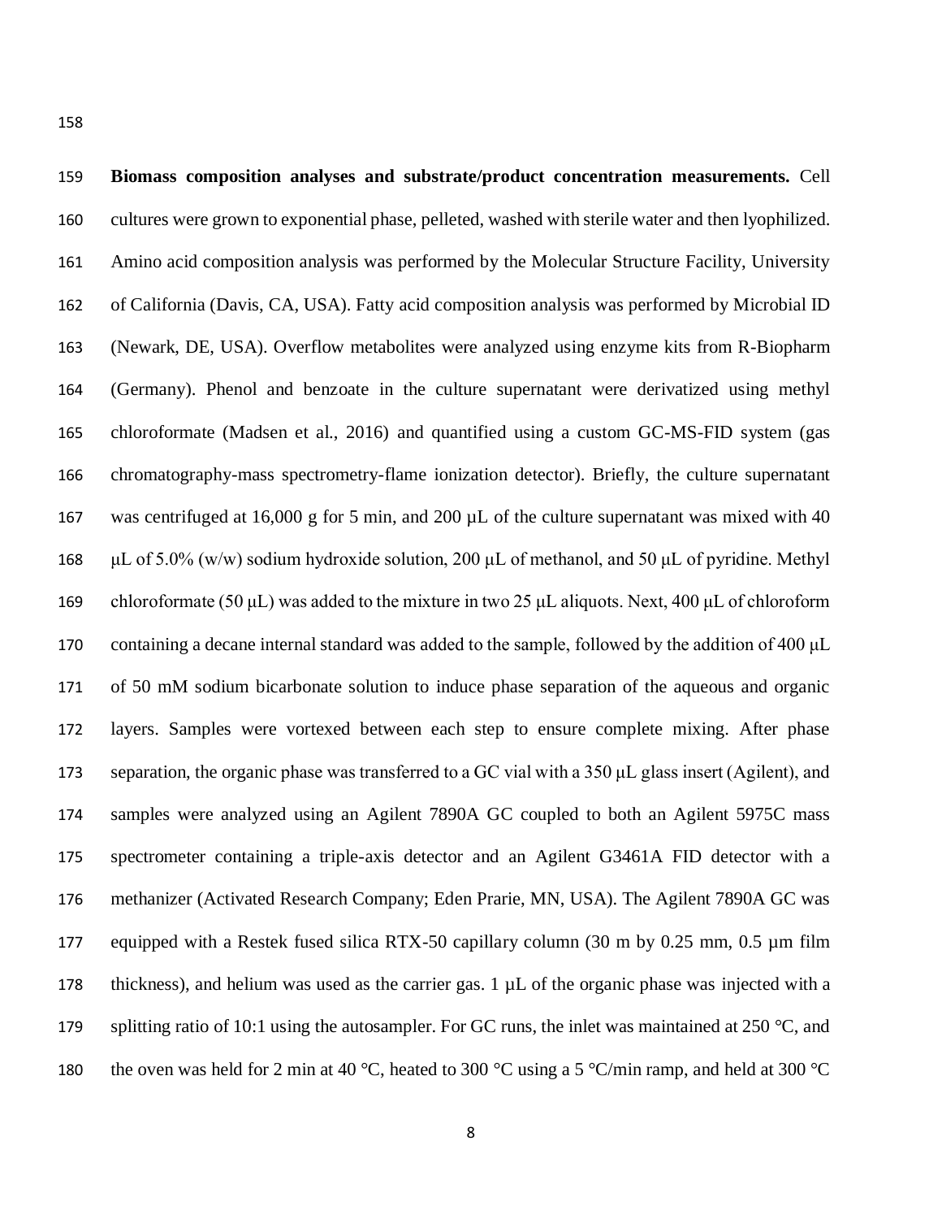**Biomass composition analyses and substrate/product concentration measurements.** Cell cultures were grown to exponential phase, pelleted, washed with sterile water and then lyophilized. Amino acid composition analysis was performed by the Molecular Structure Facility, University of California (Davis, CA, USA). Fatty acid composition analysis was performed by Microbial ID (Newark, DE, USA). Overflow metabolites were analyzed using enzyme kits from R-Biopharm (Germany). Phenol and benzoate in the culture supernatant were derivatized using methyl chloroformate (Madsen et al., 2016) and quantified using a custom GC-MS-FID system (gas chromatography-mass spectrometry-flame ionization detector). Briefly, the culture supernatant was centrifuged at 16,000 g for 5 min, and 200 µL of the culture supernatant was mixed with 40 µL of 5.0% (w/w) sodium hydroxide solution, 200 µL of methanol, and 50 µL of pyridine. Methyl chloroformate (50 µL) was added to the mixture in two 25 µL aliquots. Next, 400 µL of chloroform containing a decane internal standard was added to the sample, followed by the addition of 400 µL of 50 mM sodium bicarbonate solution to induce phase separation of the aqueous and organic layers. Samples were vortexed between each step to ensure complete mixing. After phase separation, the organic phase was transferred to a GC vial with a 350 µL glass insert (Agilent), and samples were analyzed using an Agilent 7890A GC coupled to both an Agilent 5975C mass spectrometer containing a triple-axis detector and an Agilent G3461A FID detector with a methanizer (Activated Research Company; Eden Prarie, MN, USA). The Agilent 7890A GC was equipped with a Restek fused silica RTX-50 capillary column (30 m by 0.25 mm, 0.5 µm film thickness), and helium was used as the carrier gas. 1 µL of the organic phase was injected with a splitting ratio of 10:1 using the autosampler. For GC runs, the inlet was maintained at 250 °C, and the oven was held for 2 min at 40 °C, heated to 300 °C using a 5 °C/min ramp, and held at 300 °C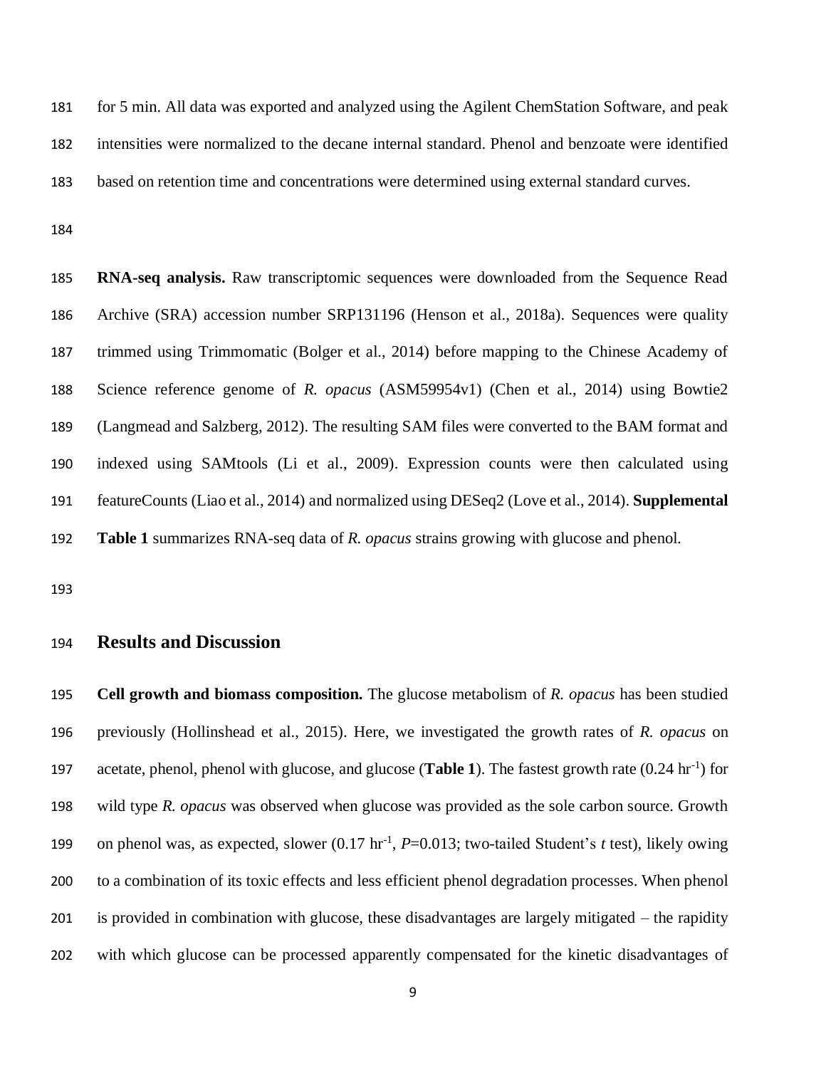for 5 min. All data was exported and analyzed using the Agilent ChemStation Software, and peak intensities were normalized to the decane internal standard. Phenol and benzoate were identified based on retention time and concentrations were determined using external standard curves.

**RNA-seq analysis.** Raw transcriptomic sequences were downloaded from the Sequence Read Archive (SRA) accession number SRP131196 (Henson et al., 2018a). Sequences were quality trimmed using Trimmomatic (Bolger et al., 2014) before mapping to the Chinese Academy of Science reference genome of *R. opacus* (ASM59954v1) (Chen et al., 2014) using Bowtie2 (Langmead and Salzberg, 2012). The resulting SAM files were converted to the BAM format and indexed using SAMtools (Li et al., 2009). Expression counts were then calculated using featureCounts (Liao et al., 2014) and normalized using DESeq2 (Love et al., 2014). **Supplemental Table 1** summarizes RNA-seq data of *R. opacus* strains growing with glucose and phenol.

## Results and Discussion

**Cell growth and biomass composition.** The glucose metabolism of *R. opacus* has been studied previously (Hollinshead et al., 2015). Here, we investigated the growth rates of *R. opacus* on acetate, phenol, phenol with glucose, and glucose (**Table 1**). The fastest growth rate (0.24 $hr^{-1}$) for wild type *R. opacus* was observed when glucose was provided as the sole carbon source. Growth on phenol was, as expected, slower (0.17 $hr^{-1}$, $P$=0.013; two-tailed Student's $t$ test), likely owing to a combination of its toxic effects and less efficient phenol degradation processes. When phenol is provided in combination with glucose, these disadvantages are largely mitigated – the rapidity with which glucose can be processed apparently compensated for the kinetic disadvantages of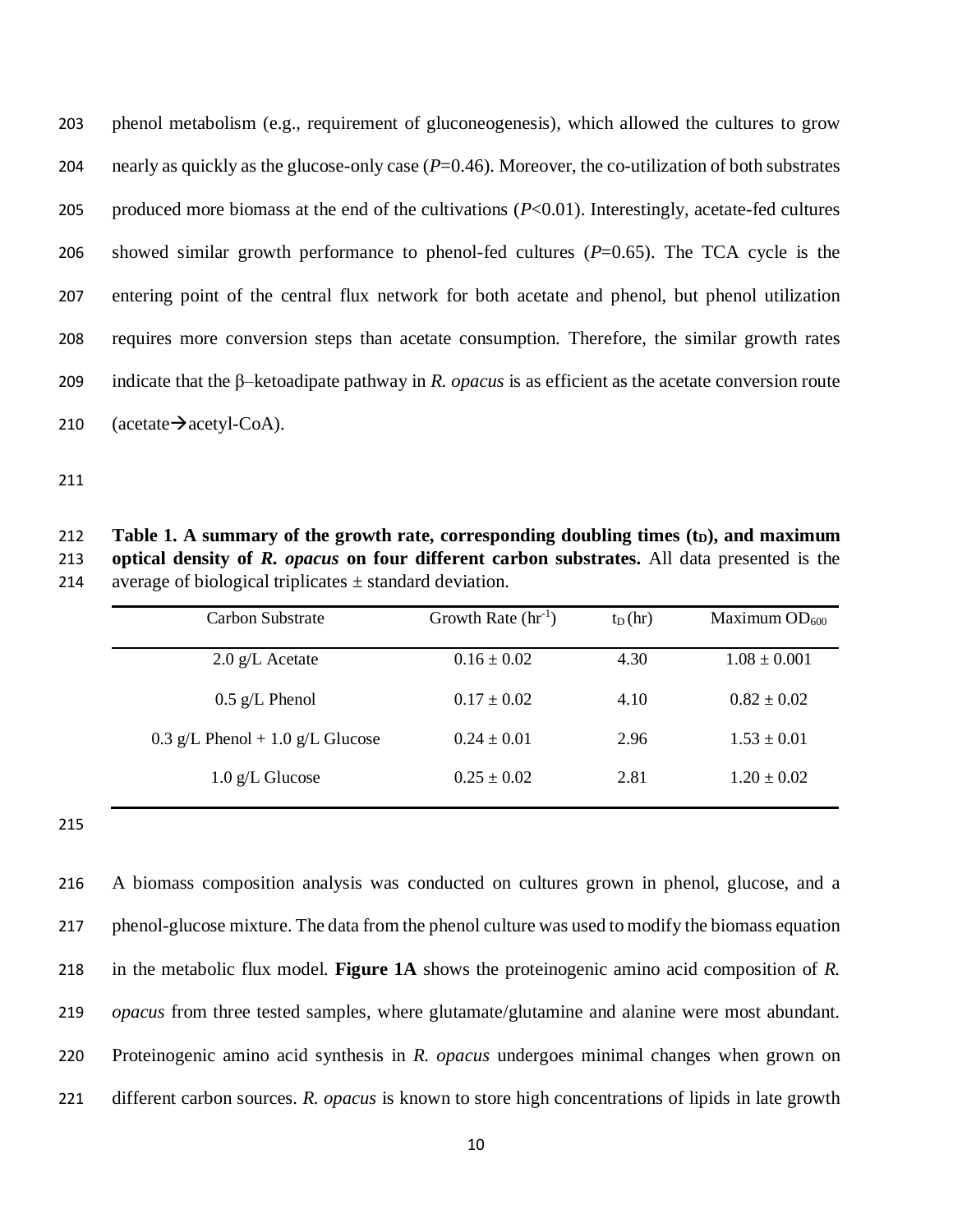phenol metabolism (e.g., requirement of gluconeogenesis), which allowed the cultures to grow nearly as quickly as the glucose-only case ($P$=0.46). Moreover, the co-utilization of both substrates produced more biomass at the end of the cultivations ($P$<0.01). Interestingly, acetate-fed cultures showed similar growth performance to phenol-fed cultures ($P$=0.65). The TCA cycle is the entering point of the central flux network for both acetate and phenol, but phenol utilization requires more conversion steps than acetate consumption. Therefore, the similar growth rates indicate that the β–ketoadipate pathway in *R. opacus* is as efficient as the acetate conversion route (acetate→acetyl-CoA).

**Table 1. A summary of the growth rate, corresponding doubling times ($t_D$), and maximum optical density of *R. opacus* on four different carbon substrates.** All data presented is the average of biological triplicates ± standard deviation.

| Carbon Substrate | Growth Rate ($hr^{-1}$) | $t_D$ (hr) | Maximum $OD_{600}$ |
|---|---|---|---|
| 2.0 g/L Acetate | 0.16 ± 0.02 | 4.30 | 1.08 ± 0.001 |
| 0.5 g/L Phenol | 0.17 ± 0.02 | 4.10 | 0.82 ± 0.02 |
| 0.3 g/L Phenol + 1.0 g/L Glucose | 0.24 ± 0.01 | 2.96 | 1.53 ± 0.01 |
| 1.0 g/L Glucose | 0.25 ± 0.02 | 2.81 | 1.20 ± 0.02 |

A biomass composition analysis was conducted on cultures grown in phenol, glucose, and a phenol-glucose mixture. The data from the phenol culture was used to modify the biomass equation in the metabolic flux model. **Figure 1A** shows the proteinogenic amino acid composition of *R. opacus* from three tested samples, where glutamate/glutamine and alanine were most abundant. Proteinogenic amino acid synthesis in *R. opacus* undergoes minimal changes when grown on different carbon sources. *R. opacus* is known to store high concentrations of lipids in late growth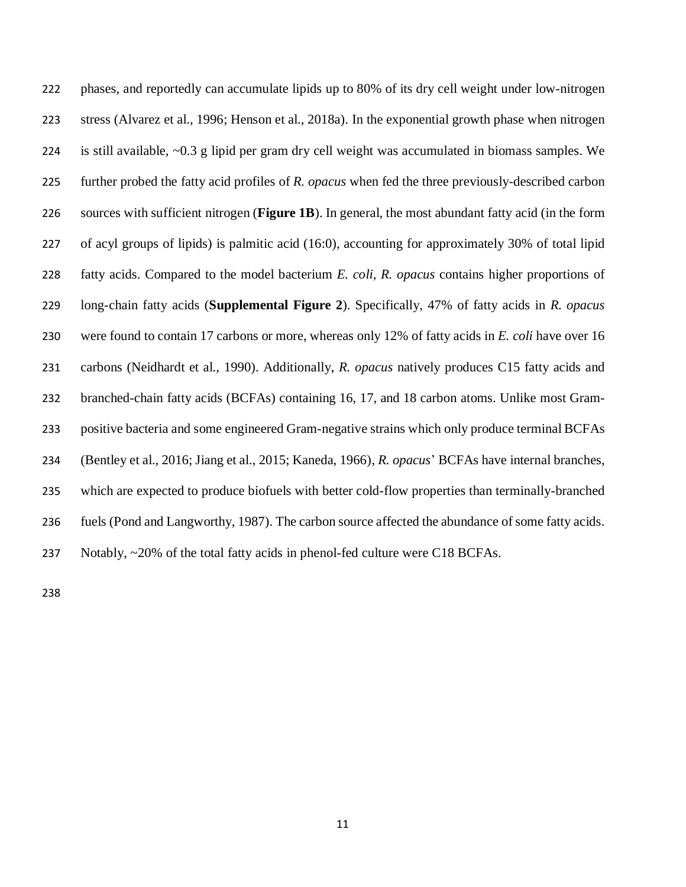phases, and reportedly can accumulate lipids up to 80% of its dry cell weight under low-nitrogen stress (Alvarez et al., 1996; Henson et al., 2018a). In the exponential growth phase when nitrogen is still available, ~0.3 g lipid per gram dry cell weight was accumulated in biomass samples. We further probed the fatty acid profiles of *R. opacus* when fed the three previously-described carbon sources with sufficient nitrogen (**Figure 1B**). In general, the most abundant fatty acid (in the form of acyl groups of lipids) is palmitic acid (16:0), accounting for approximately 30% of total lipid fatty acids. Compared to the model bacterium *E. coli*, *R. opacus* contains higher proportions of long-chain fatty acids (**Supplemental Figure 2**). Specifically, 47% of fatty acids in *R. opacus* were found to contain 17 carbons or more, whereas only 12% of fatty acids in *E. coli* have over 16 carbons (Neidhardt et al., 1990). Additionally, *R. opacus* natively produces C15 fatty acids and branched-chain fatty acids (BCFAs) containing 16, 17, and 18 carbon atoms. Unlike most Gram-positive bacteria and some engineered Gram-negative strains which only produce terminal BCFAs (Bentley et al., 2016; Jiang et al., 2015; Kaneda, 1966), *R. opacus*' BCFAs have internal branches, which are expected to produce biofuels with better cold-flow properties than terminally-branched fuels (Pond and Langworthy, 1987). The carbon source affected the abundance of some fatty acids. Notably, ~20% of the total fatty acids in phenol-fed culture were C18 BCFAs.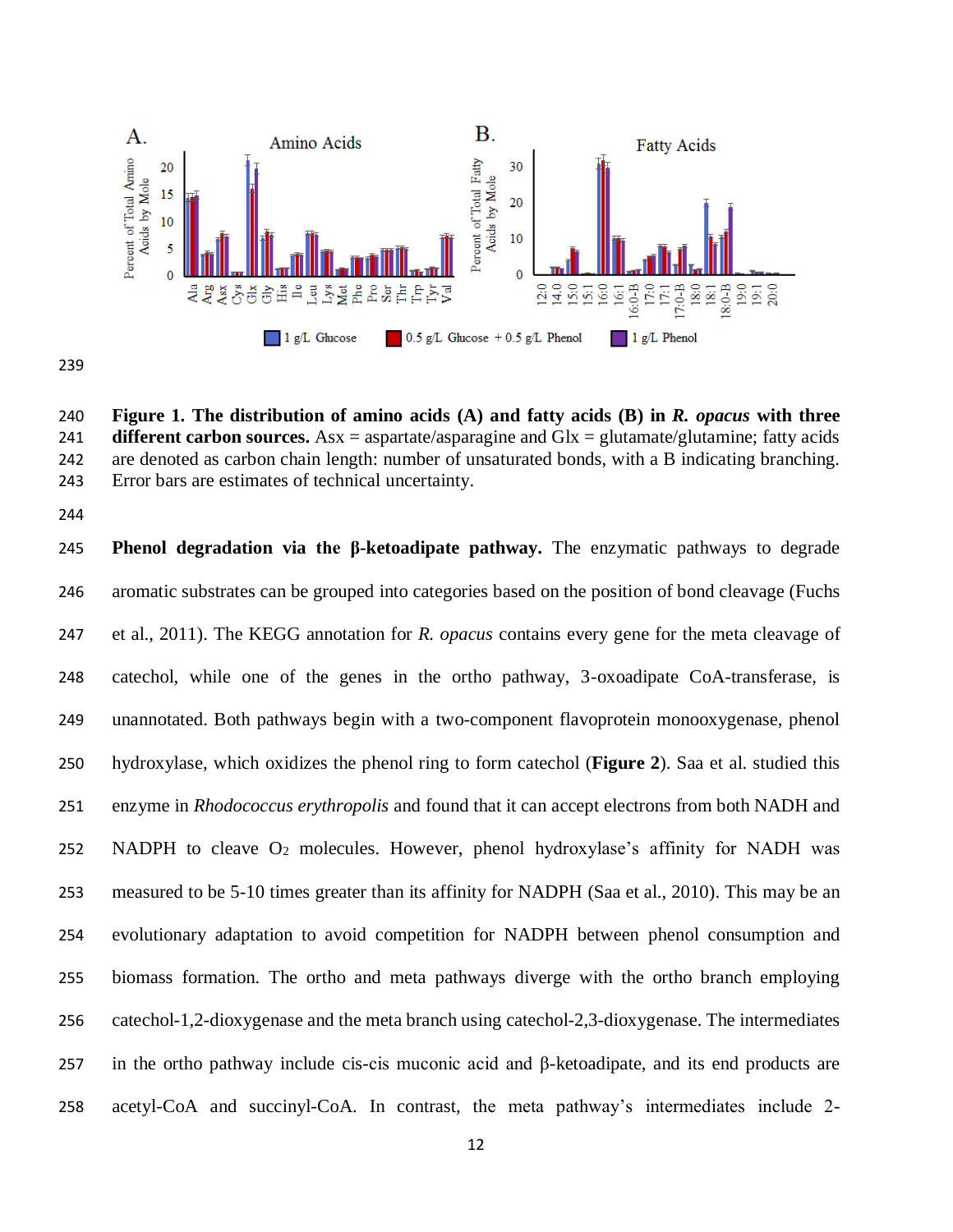**Figure 1. The distribution of amino acids (A) and fatty acids (B) in *R. opacus* with three different carbon sources.** Asx = aspartate/asparagine and Glx = glutamate/glutamine; fatty acids are denoted as carbon chain length: number of unsaturated bonds, with a B indicating branching. Error bars are estimates of technical uncertainty.

**Phenol degradation via the β-ketoadipate pathway.** The enzymatic pathways to degrade aromatic substrates can be grouped into categories based on the position of bond cleavage (Fuchs et al., 2011). The KEGG annotation for *R. opacus* contains every gene for the meta cleavage of catechol, while one of the genes in the ortho pathway, 3-oxoadipate CoA-transferase, is unannotated. Both pathways begin with a two-component flavoprotein monooxygenase, phenol hydroxylase, which oxidizes the phenol ring to form catechol (**Figure 2**). Saa et al. studied this enzyme in *Rhodococcus erythropolis* and found that it can accept electrons from both NADH and NADPH to cleave $O_2$ molecules. However, phenol hydroxylase's affinity for NADH was measured to be 5-10 times greater than its affinity for NADPH (Saa et al., 2010). This may be an evolutionary adaptation to avoid competition for NADPH between phenol consumption and biomass formation. The ortho and meta pathways diverge with the ortho branch employing catechol-1,2-dioxygenase and the meta branch using catechol-2,3-dioxygenase. The intermediates in the ortho pathway include cis-cis muconic acid and β-ketoadipate, and its end products are acetyl-CoA and succinyl-CoA. In contrast, the meta pathway's intermediates include 2-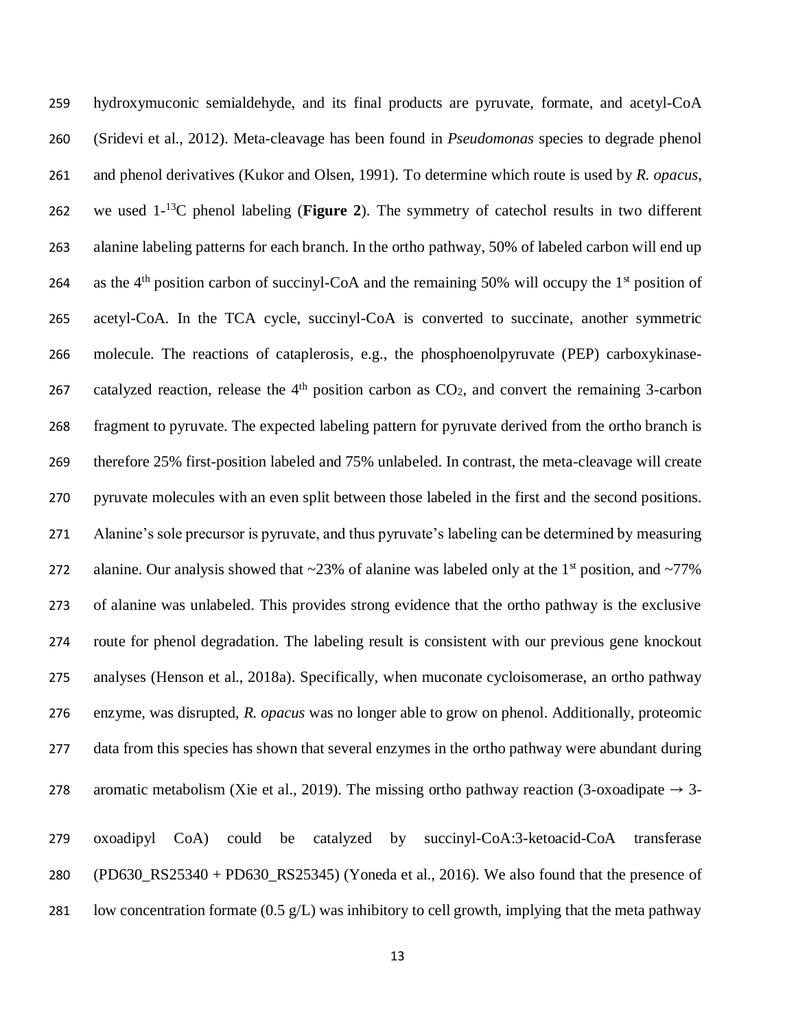hydroxymuconic semialdehyde, and its final products are pyruvate, formate, and acetyl-CoA (Sridevi et al., 2012). Meta-cleavage has been found in *Pseudomonas* species to degrade phenol and phenol derivatives (Kukor and Olsen, 1991). To determine which route is used by *R. opacus*, we used 1-$^{13}$C phenol labeling (**Figure 2**). The symmetry of catechol results in two different alanine labeling patterns for each branch. In the ortho pathway, 50% of labeled carbon will end up as the 4$^{th}$ position carbon of succinyl-CoA and the remaining 50% will occupy the 1$^{st}$ position of acetyl-CoA. In the TCA cycle, succinyl-CoA is converted to succinate, another symmetric molecule. The reactions of cataplerosis, e.g., the phosphoenolpyruvate (PEP) carboxykinase-catalyzed reaction, release the 4$^{th}$ position carbon as $CO_2$, and convert the remaining 3-carbon fragment to pyruvate. The expected labeling pattern for pyruvate derived from the ortho branch is therefore 25% first-position labeled and 75% unlabeled. In contrast, the meta-cleavage will create pyruvate molecules with an even split between those labeled in the first and the second positions. Alanine's sole precursor is pyruvate, and thus pyruvate's labeling can be determined by measuring alanine. Our analysis showed that ~23% of alanine was labeled only at the 1$^{st}$ position, and ~77% of alanine was unlabeled. This provides strong evidence that the ortho pathway is the exclusive route for phenol degradation. The labeling result is consistent with our previous gene knockout analyses (Henson et al., 2018a). Specifically, when muconate cycloisomerase, an ortho pathway enzyme, was disrupted, *R. opacus* was no longer able to grow on phenol. Additionally, proteomic data from this species has shown that several enzymes in the ortho pathway were abundant during aromatic metabolism (Xie et al., 2019). The missing ortho pathway reaction (3-oxoadipate → 3-oxoadipyl CoA) could be catalyzed by succinyl-CoA:3-ketoacid-CoA transferase (PD630_RS25340 + PD630_RS25345) (Yoneda et al., 2016). We also found that the presence of low concentration formate (0.5 g/L) was inhibitory to cell growth, implying that the meta pathway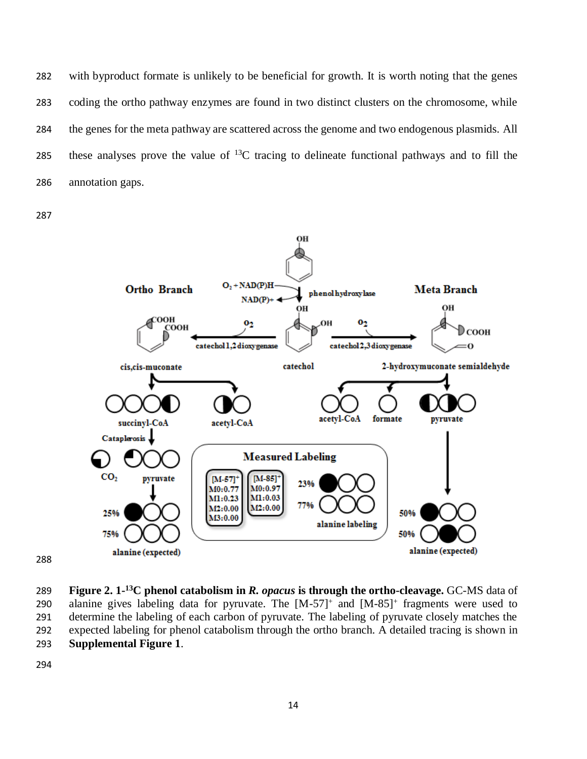with byproduct formate is unlikely to be beneficial for growth. It is worth noting that the genes coding the ortho pathway enzymes are found in two distinct clusters on the chromosome, while the genes for the meta pathway are scattered across the genome and two endogenous plasmids. All these analyses prove the value of $^{13}C$ tracing to delineate functional pathways and to fill the annotation gaps.

**Figure 2. 1-$^{13}$C phenol catabolism in *R. opacus* is through the ortho-cleavage.** GC-MS data of alanine gives labeling data for pyruvate. The $[M-57]^+$ and $[M-85]^+$ fragments were used to determine the labeling of each carbon of pyruvate. The labeling of pyruvate closely matches the expected labeling for phenol catabolism through the ortho branch. A detailed tracing is shown in **Supplemental Figure 1**.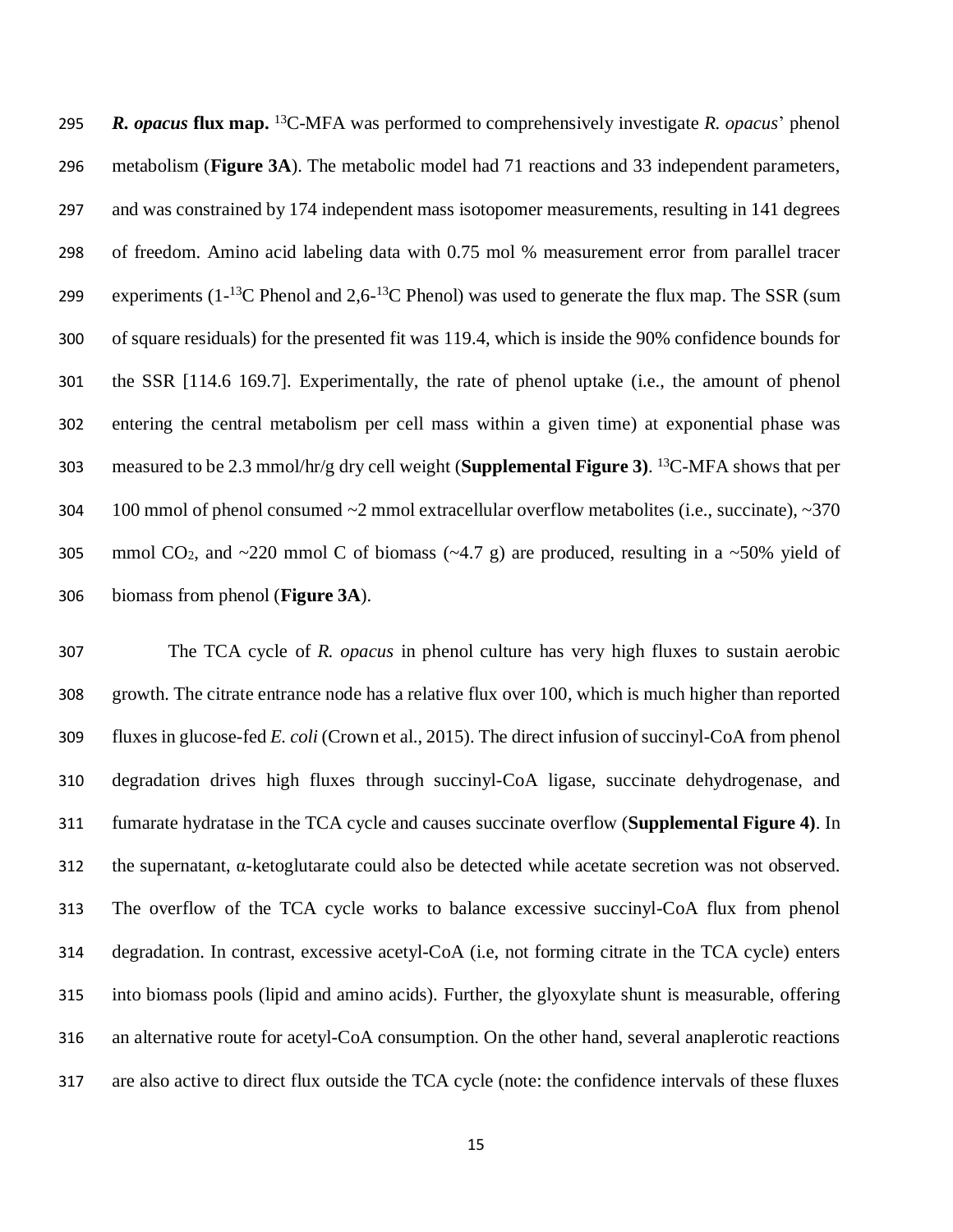***R. opacus* flux map.** $^{13}$C-MFA was performed to comprehensively investigate *R. opacus*' phenol metabolism (**Figure 3A**). The metabolic model had 71 reactions and 33 independent parameters, and was constrained by 174 independent mass isotopomer measurements, resulting in 141 degrees of freedom. Amino acid labeling data with 0.75 mol % measurement error from parallel tracer experiments (1-$^{13}$C Phenol and 2,6-$^{13}$C Phenol) was used to generate the flux map. The SSR (sum of square residuals) for the presented fit was 119.4, which is inside the 90% confidence bounds for the SSR [114.6 169.7]. Experimentally, the rate of phenol uptake (i.e., the amount of phenol entering the central metabolism per cell mass within a given time) at exponential phase was measured to be 2.3 mmol/hr/g dry cell weight (**Supplemental Figure 3)**. $^{13}$C-MFA shows that per 100 mmol of phenol consumed ~2 mmol extracellular overflow metabolites (i.e., succinate), ~370 mmol $CO_2$, and ~220 mmol C of biomass (~4.7 g) are produced, resulting in a ~50% yield of biomass from phenol (**Figure 3A**).

The TCA cycle of *R. opacus* in phenol culture has very high fluxes to sustain aerobic growth. The citrate entrance node has a relative flux over 100, which is much higher than reported fluxes in glucose-fed *E. coli* (Crown et al., 2015). The direct infusion of succinyl-CoA from phenol degradation drives high fluxes through succinyl-CoA ligase, succinate dehydrogenase, and fumarate hydratase in the TCA cycle and causes succinate overflow (**Supplemental Figure 4)**. In the supernatant, α-ketoglutarate could also be detected while acetate secretion was not observed. The overflow of the TCA cycle works to balance excessive succinyl-CoA flux from phenol degradation. In contrast, excessive acetyl-CoA (i.e, not forming citrate in the TCA cycle) enters into biomass pools (lipid and amino acids). Further, the glyoxylate shunt is measurable, offering an alternative route for acetyl-CoA consumption. On the other hand, several anaplerotic reactions are also active to direct flux outside the TCA cycle (note: the confidence intervals of these fluxes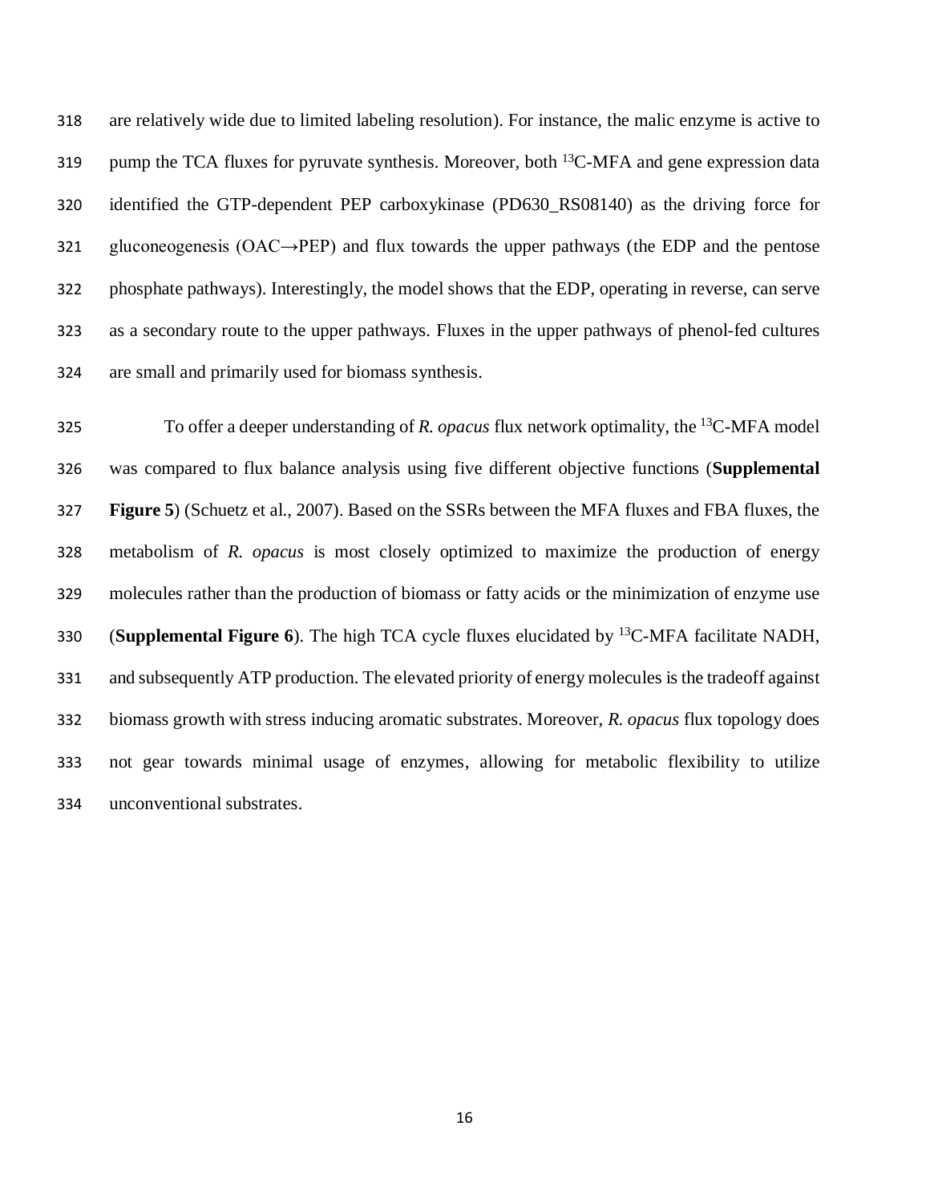are relatively wide due to limited labeling resolution). For instance, the malic enzyme is active to pump the TCA fluxes for pyruvate synthesis. Moreover, both $^{13}$C-MFA and gene expression data identified the GTP-dependent PEP carboxykinase (PD630_RS08140) as the driving force for gluconeogenesis (OAC→PEP) and flux towards the upper pathways (the EDP and the pentose phosphate pathways). Interestingly, the model shows that the EDP, operating in reverse, can serve as a secondary route to the upper pathways. Fluxes in the upper pathways of phenol-fed cultures are small and primarily used for biomass synthesis.

To offer a deeper understanding of *R. opacus* flux network optimality, the $^{13}$C-MFA model was compared to flux balance analysis using five different objective functions (**Supplemental Figure 5**) (Schuetz et al., 2007). Based on the SSRs between the MFA fluxes and FBA fluxes, the metabolism of *R. opacus* is most closely optimized to maximize the production of energy molecules rather than the production of biomass or fatty acids or the minimization of enzyme use (**Supplemental Figure 6**). The high TCA cycle fluxes elucidated by $^{13}$C-MFA facilitate NADH, and subsequently ATP production. The elevated priority of energy molecules is the tradeoff against biomass growth with stress inducing aromatic substrates. Moreover, *R. opacus* flux topology does not gear towards minimal usage of enzymes, allowing for metabolic flexibility to utilize unconventional substrates.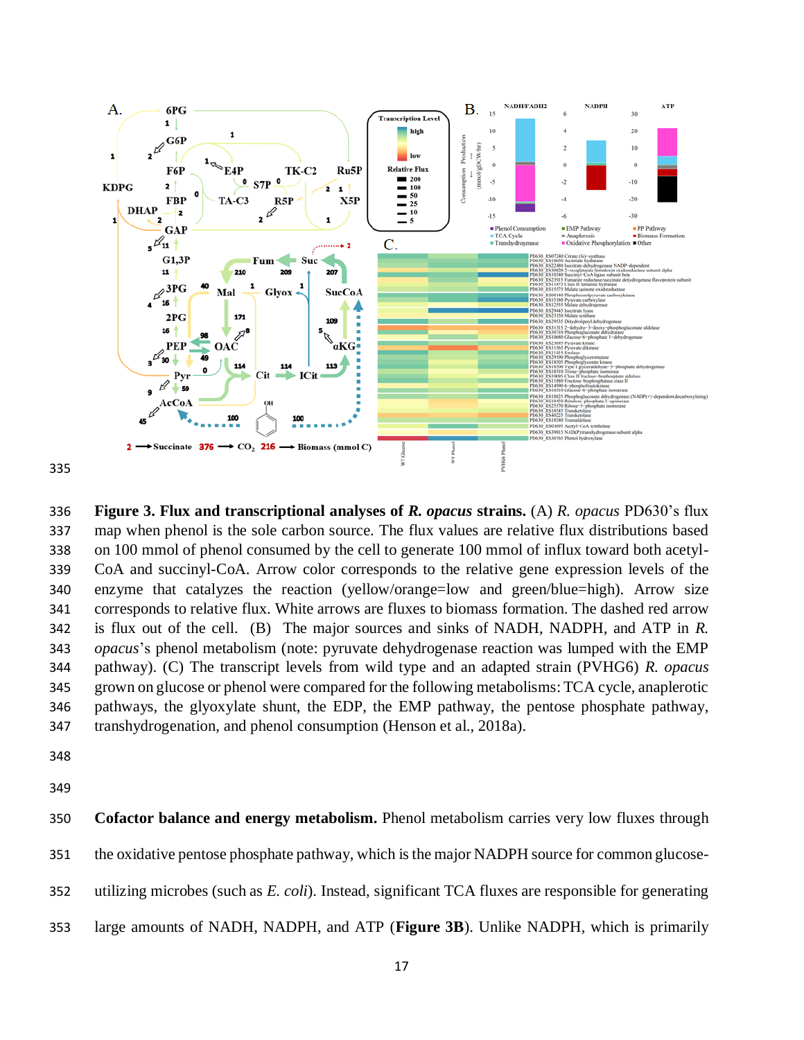**Figure 3. Flux and transcriptional analyses of *R. opacus* strains.** (A) *R. opacus* PD630's flux map when phenol is the sole carbon source. The flux values are relative flux distributions based on 100 mmol of phenol consumed by the cell to generate 100 mmol of influx toward both acetyl-CoA and succinyl-CoA. Arrow color corresponds to the relative gene expression levels of the enzyme that catalyzes the reaction (yellow/orange=low and green/blue=high). Arrow size corresponds to relative flux. White arrows are fluxes to biomass formation. The dashed red arrow is flux out of the cell. (B) The major sources and sinks of NADH, NADPH, and ATP in *R. opacus*'s phenol metabolism (note: pyruvate dehydrogenase reaction was lumped with the EMP pathway). (C) The transcript levels from wild type and an adapted strain (PVHG6) *R. opacus* grown on glucose or phenol were compared for the following metabolisms: TCA cycle, anaplerotic pathways, the glyoxylate shunt, the EDP, the EMP pathway, the pentose phosphate pathway, transhydrogenation, and phenol consumption (Henson et al., 2018a).

**Cofactor balance and energy metabolism.** Phenol metabolism carries very low fluxes through the oxidative pentose phosphate pathway, which is the major NADPH source for common glucose-utilizing microbes (such as *E. coli*). Instead, significant TCA fluxes are responsible for generating large amounts of NADH, NADPH, and ATP (**Figure 3B**). Unlike NADPH, which is primarily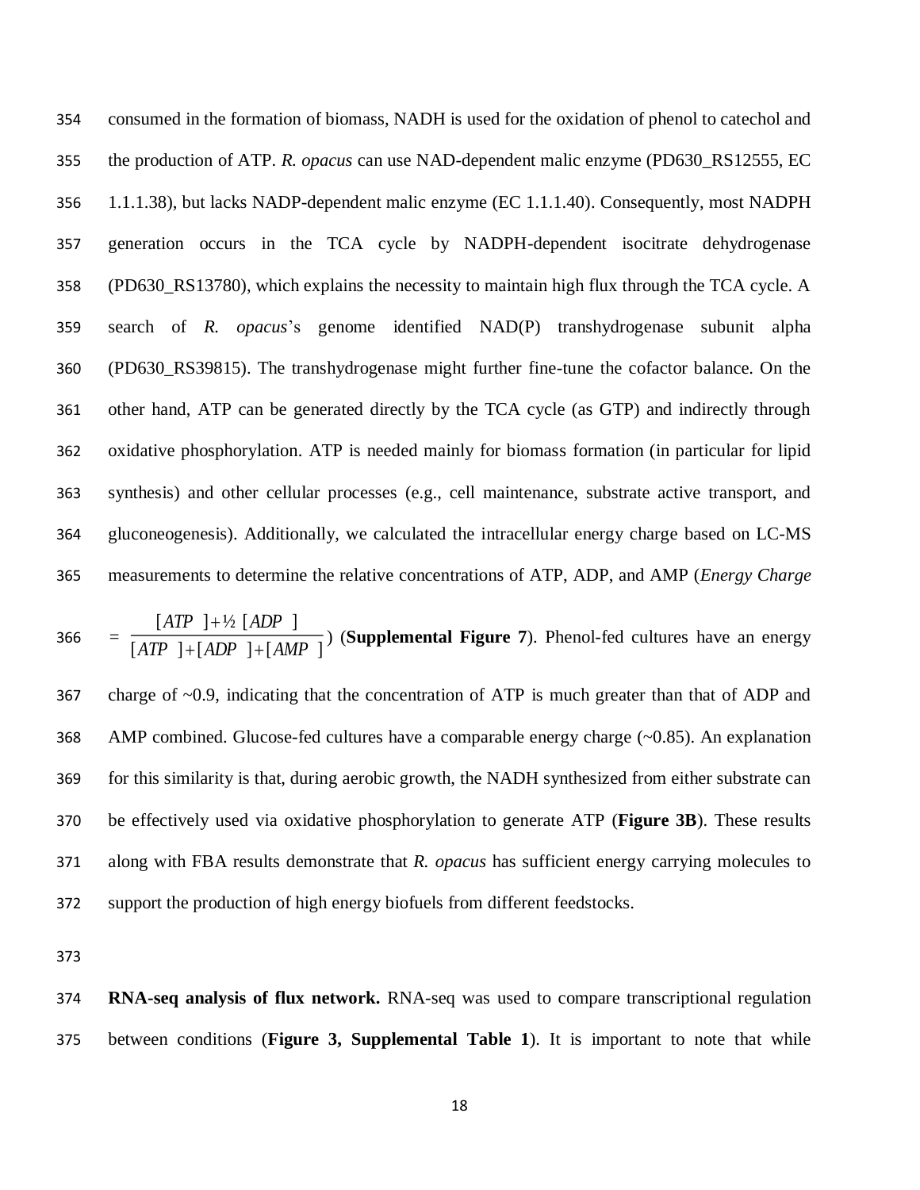consumed in the formation of biomass, NADH is used for the oxidation of phenol to catechol and the production of ATP. *R. opacus* can use NAD-dependent malic enzyme (PD630_RS12555, EC 1.1.1.38), but lacks NADP-dependent malic enzyme (EC 1.1.1.40). Consequently, most NADPH generation occurs in the TCA cycle by NADPH-dependent isocitrate dehydrogenase (PD630_RS13780), which explains the necessity to maintain high flux through the TCA cycle. A search of *R. opacus*'s genome identified NAD(P) transhydrogenase subunit alpha (PD630_RS39815). The transhydrogenase might further fine-tune the cofactor balance. On the other hand, ATP can be generated directly by the TCA cycle (as GTP) and indirectly through oxidative phosphorylation. ATP is needed mainly for biomass formation (in particular for lipid synthesis) and other cellular processes (e.g., cell maintenance, substrate active transport, and gluconeogenesis). Additionally, we calculated the intracellular energy charge based on LC-MS measurements to determine the relative concentrations of ATP, ADP, and AMP (*Energy Charge* $= \frac{[ATP] + \frac{1}{2}[ADP]}{[ATP] + [ADP] + [AMP]}$) (**Supplemental Figure 7**). Phenol-fed cultures have an energy charge of ~0.9, indicating that the concentration of ATP is much greater than that of ADP and AMP combined. Glucose-fed cultures have a comparable energy charge (~0.85). An explanation for this similarity is that, during aerobic growth, the NADH synthesized from either substrate can be effectively used via oxidative phosphorylation to generate ATP (**Figure 3B**). These results along with FBA results demonstrate that *R. opacus* has sufficient energy carrying molecules to support the production of high energy biofuels from different feedstocks.

**RNA-seq analysis of flux network.** RNA-seq was used to compare transcriptional regulation between conditions (**Figure 3, Supplemental Table 1**). It is important to note that while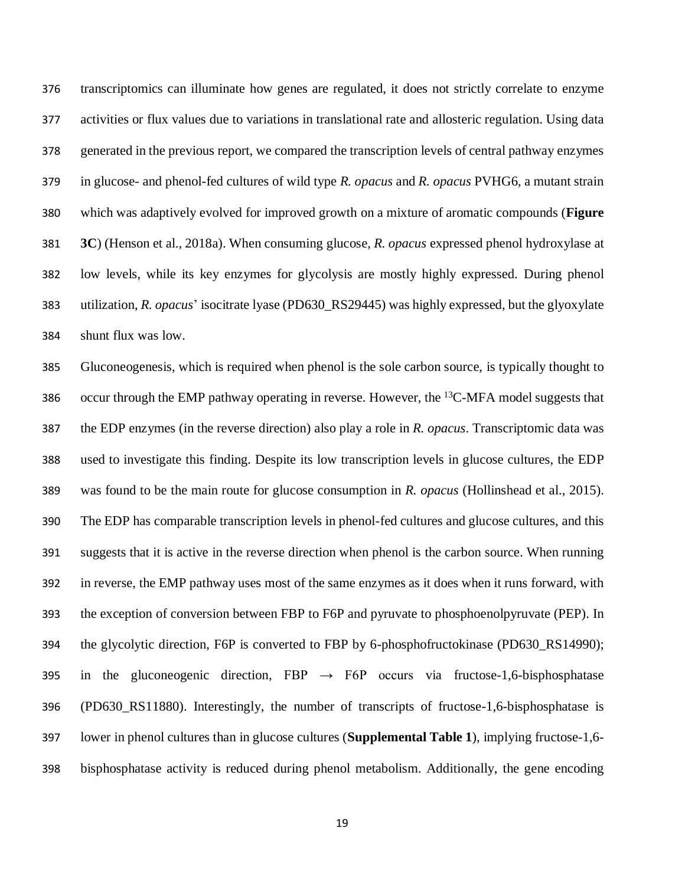transcriptomics can illuminate how genes are regulated, it does not strictly correlate to enzyme activities or flux values due to variations in translational rate and allosteric regulation. Using data generated in the previous report, we compared the transcription levels of central pathway enzymes in glucose- and phenol-fed cultures of wild type *R. opacus* and *R. opacus* PVHG6, a mutant strain which was adaptively evolved for improved growth on a mixture of aromatic compounds (**Figure 3C**) (Henson et al., 2018a). When consuming glucose, *R. opacus* expressed phenol hydroxylase at low levels, while its key enzymes for glycolysis are mostly highly expressed. During phenol utilization, *R. opacus*' isocitrate lyase (PD630_RS29445) was highly expressed, but the glyoxylate shunt flux was low.

Gluconeogenesis, which is required when phenol is the sole carbon source, is typically thought to occur through the EMP pathway operating in reverse. However, the $^{13}C$-MFA model suggests that the EDP enzymes (in the reverse direction) also play a role in *R. opacus*. Transcriptomic data was used to investigate this finding. Despite its low transcription levels in glucose cultures, the EDP was found to be the main route for glucose consumption in *R. opacus* (Hollinshead et al., 2015). The EDP has comparable transcription levels in phenol-fed cultures and glucose cultures, and this suggests that it is active in the reverse direction when phenol is the carbon source. When running in reverse, the EMP pathway uses most of the same enzymes as it does when it runs forward, with the exception of conversion between FBP to F6P and pyruvate to phosphoenolpyruvate (PEP). In the glycolytic direction, F6P is converted to FBP by 6-phosphofructokinase (PD630_RS14990); in the gluconeogenic direction, FBP $\rightarrow$ F6P occurs via fructose-1,6-bisphosphatase (PD630_RS11880). Interestingly, the number of transcripts of fructose-1,6-bisphosphatase is lower in phenol cultures than in glucose cultures (**Supplemental Table 1**), implying fructose-1,6-bisphosphatase activity is reduced during phenol metabolism. Additionally, the gene encoding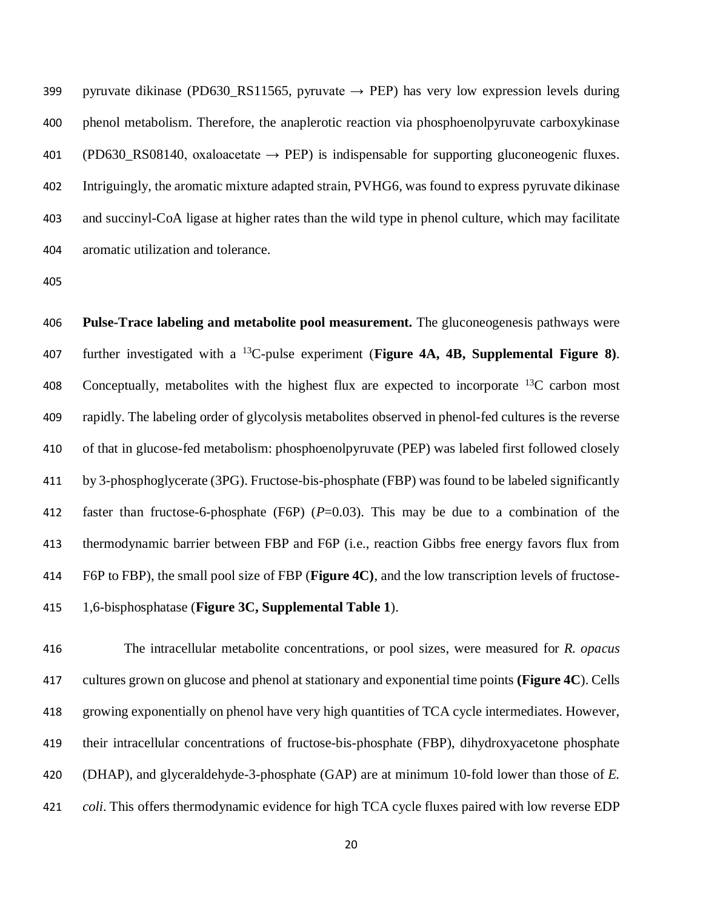pyruvate dikinase (PD630_RS11565, pyruvate → PEP) has very low expression levels during phenol metabolism. Therefore, the anaplerotic reaction via phosphoenolpyruvate carboxykinase (PD630_RS08140, oxaloacetate → PEP) is indispensable for supporting gluconeogenic fluxes. Intriguingly, the aromatic mixture adapted strain, PVHG6, was found to express pyruvate dikinase and succinyl-CoA ligase at higher rates than the wild type in phenol culture, which may facilitate aromatic utilization and tolerance.

**Pulse-Trace labeling and metabolite pool measurement.** The gluconeogenesis pathways were further investigated with a $^{13}$C-pulse experiment (**Figure 4A, 4B, Supplemental Figure 8)**. Conceptually, metabolites with the highest flux are expected to incorporate $^{13}$C carbon most rapidly. The labeling order of glycolysis metabolites observed in phenol-fed cultures is the reverse of that in glucose-fed metabolism: phosphoenolpyruvate (PEP) was labeled first followed closely by 3-phosphoglycerate (3PG). Fructose-bis-phosphate (FBP) was found to be labeled significantly faster than fructose-6-phosphate (F6P) ($P$=0.03). This may be due to a combination of the thermodynamic barrier between FBP and F6P (i.e., reaction Gibbs free energy favors flux from F6P to FBP), the small pool size of FBP (**Figure 4C)**, and the low transcription levels of fructose-1,6-bisphosphatase (**Figure 3C, Supplemental Table 1**).

The intracellular metabolite concentrations, or pool sizes, were measured for *R. opacus* cultures grown on glucose and phenol at stationary and exponential time points **(Figure 4C**). Cells growing exponentially on phenol have very high quantities of TCA cycle intermediates. However, their intracellular concentrations of fructose-bis-phosphate (FBP), dihydroxyacetone phosphate (DHAP), and glyceraldehyde-3-phosphate (GAP) are at minimum 10-fold lower than those of *E. coli*. This offers thermodynamic evidence for high TCA cycle fluxes paired with low reverse EDP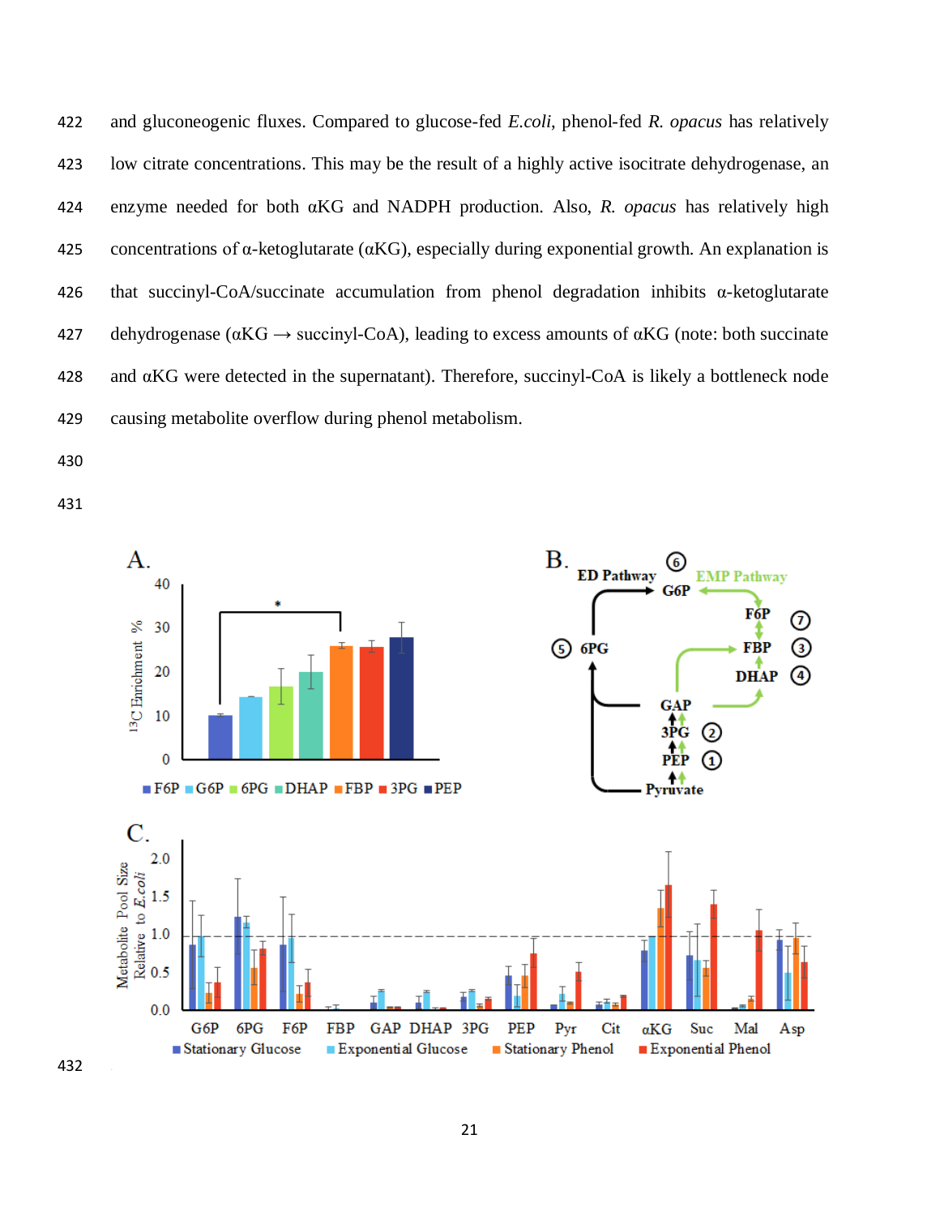and gluconeogenic fluxes. Compared to glucose-fed *E.coli*, phenol-fed *R. opacus* has relatively low citrate concentrations. This may be the result of a highly active isocitrate dehydrogenase, an enzyme needed for both αKG and NADPH production. Also, *R. opacus* has relatively high concentrations of α-ketoglutarate (αKG), especially during exponential growth. An explanation is that succinyl-CoA/succinate accumulation from phenol degradation inhibits α-ketoglutarate dehydrogenase (αKG → succinyl-CoA), leading to excess amounts of αKG (note: both succinate and αKG were detected in the supernatant). Therefore, succinyl-CoA is likely a bottleneck node causing metabolite overflow during phenol metabolism.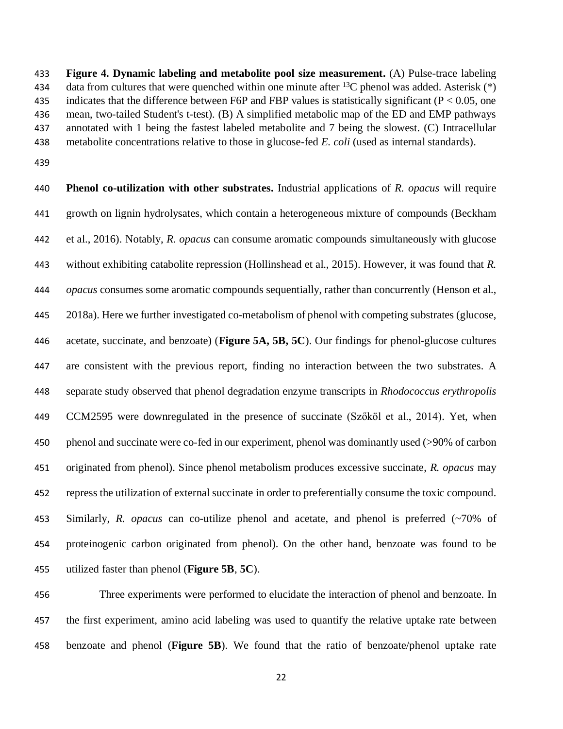**Figure 4. Dynamic labeling and metabolite pool size measurement.** (A) Pulse-trace labeling data from cultures that were quenched within one minute after $^{13}C$ phenol was added. Asterisk (*) indicates that the difference between F6P and FBP values is statistically significant ($P < 0.05$, one mean, two-tailed Student's t-test). (B) A simplified metabolic map of the ED and EMP pathways annotated with 1 being the fastest labeled metabolite and 7 being the slowest. (C) Intracellular metabolite concentrations relative to those in glucose-fed *E. coli* (used as internal standards).

**Phenol co-utilization with other substrates.** Industrial applications of *R. opacus* will require growth on lignin hydrolysates, which contain a heterogeneous mixture of compounds (Beckham et al., 2016). Notably, *R. opacus* can consume aromatic compounds simultaneously with glucose without exhibiting catabolite repression (Hollinshead et al., 2015). However, it was found that *R. opacus* consumes some aromatic compounds sequentially, rather than concurrently (Henson et al., 2018a). Here we further investigated co-metabolism of phenol with competing substrates (glucose, acetate, succinate, and benzoate) (**Figure 5A, 5B, 5C**). Our findings for phenol-glucose cultures are consistent with the previous report, finding no interaction between the two substrates. A separate study observed that phenol degradation enzyme transcripts in *Rhodococcus erythropolis* CCM2595 were downregulated in the presence of succinate (Szőköl et al., 2014). Yet, when phenol and succinate were co-fed in our experiment, phenol was dominantly used (>90% of carbon originated from phenol). Since phenol metabolism produces excessive succinate, *R. opacus* may repress the utilization of external succinate in order to preferentially consume the toxic compound. Similarly, *R. opacus* can co-utilize phenol and acetate, and phenol is preferred (~70% of proteinogenic carbon originated from phenol). On the other hand, benzoate was found to be utilized faster than phenol (**Figure 5B**, **5C**).

Three experiments were performed to elucidate the interaction of phenol and benzoate. In the first experiment, amino acid labeling was used to quantify the relative uptake rate between benzoate and phenol (**Figure 5B**). We found that the ratio of benzoate/phenol uptake rate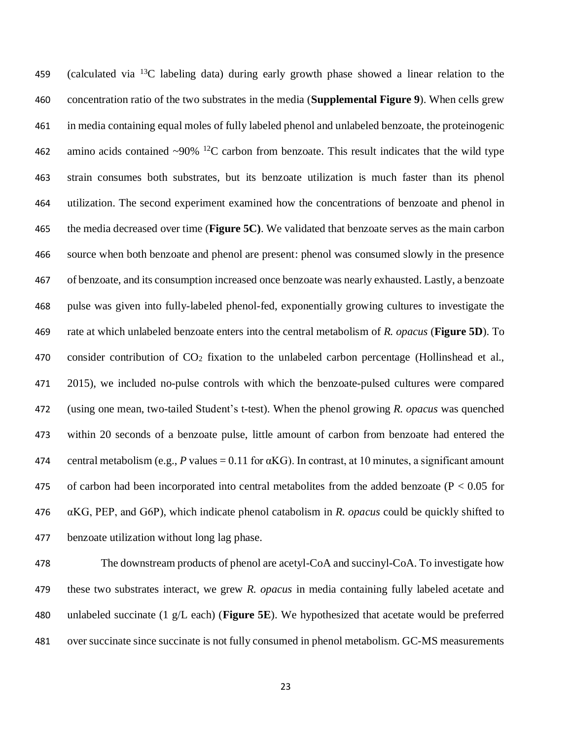(calculated via $^{13}C$ labeling data) during early growth phase showed a linear relation to the concentration ratio of the two substrates in the media (**Supplemental Figure 9**). When cells grew in media containing equal moles of fully labeled phenol and unlabeled benzoate, the proteinogenic amino acids contained ~90% $^{12}C$ carbon from benzoate. This result indicates that the wild type strain consumes both substrates, but its benzoate utilization is much faster than its phenol utilization. The second experiment examined how the concentrations of benzoate and phenol in the media decreased over time (**Figure 5C)**. We validated that benzoate serves as the main carbon source when both benzoate and phenol are present: phenol was consumed slowly in the presence of benzoate, and its consumption increased once benzoate was nearly exhausted. Lastly, a benzoate pulse was given into fully-labeled phenol-fed, exponentially growing cultures to investigate the rate at which unlabeled benzoate enters into the central metabolism of *R. opacus* (**Figure 5D**). To consider contribution of $CO_2$ fixation to the unlabeled carbon percentage (Hollinshead et al., 2015), we included no-pulse controls with which the benzoate-pulsed cultures were compared (using one mean, two-tailed Student's t-test). When the phenol growing *R. opacus* was quenched within 20 seconds of a benzoate pulse, little amount of carbon from benzoate had entered the central metabolism (e.g., *P* values = 0.11 for αKG). In contrast, at 10 minutes, a significant amount of carbon had been incorporated into central metabolites from the added benzoate ($P < 0.05$ for αKG, PEP, and G6P), which indicate phenol catabolism in *R. opacus* could be quickly shifted to benzoate utilization without long lag phase.

The downstream products of phenol are acetyl-CoA and succinyl-CoA. To investigate how these two substrates interact, we grew *R. opacus* in media containing fully labeled acetate and unlabeled succinate (1 g/L each) (**Figure 5E**). We hypothesized that acetate would be preferred over succinate since succinate is not fully consumed in phenol metabolism. GC-MS measurements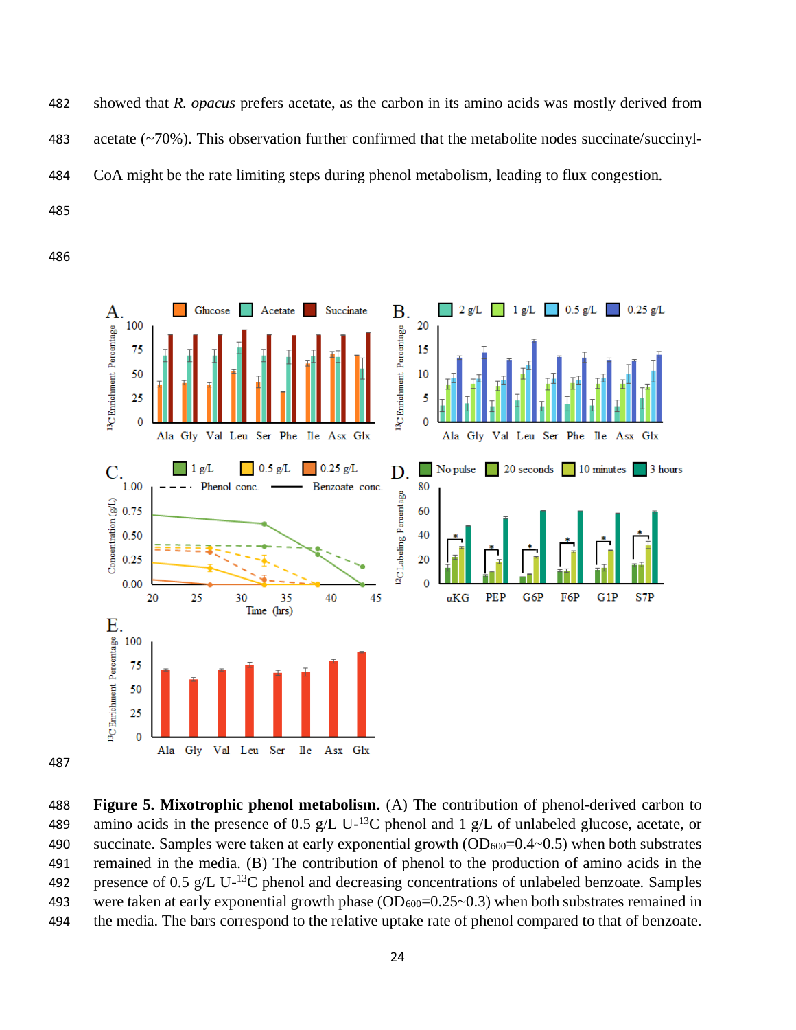showed that *R. opacus* prefers acetate, as the carbon in its amino acids was mostly derived from acetate (~70%). This observation further confirmed that the metabolite nodes succinate/succinyl-CoA might be the rate limiting steps during phenol metabolism, leading to flux congestion.

**Figure 5. Mixotrophic phenol metabolism.** (A) The contribution of phenol-derived carbon to amino acids in the presence of 0.5 g/L U-$^{13}$C phenol and 1 g/L of unlabeled glucose, acetate, or succinate. Samples were taken at early exponential growth ($OD_{600}$=0.4~0.5) when both substrates remained in the media. (B) The contribution of phenol to the production of amino acids in the presence of 0.5 g/L U-$^{13}$C phenol and decreasing concentrations of unlabeled benzoate. Samples were taken at early exponential growth phase ($OD_{600}$=0.25~0.3) when both substrates remained in the media. The bars correspond to the relative uptake rate of phenol compared to that of benzoate.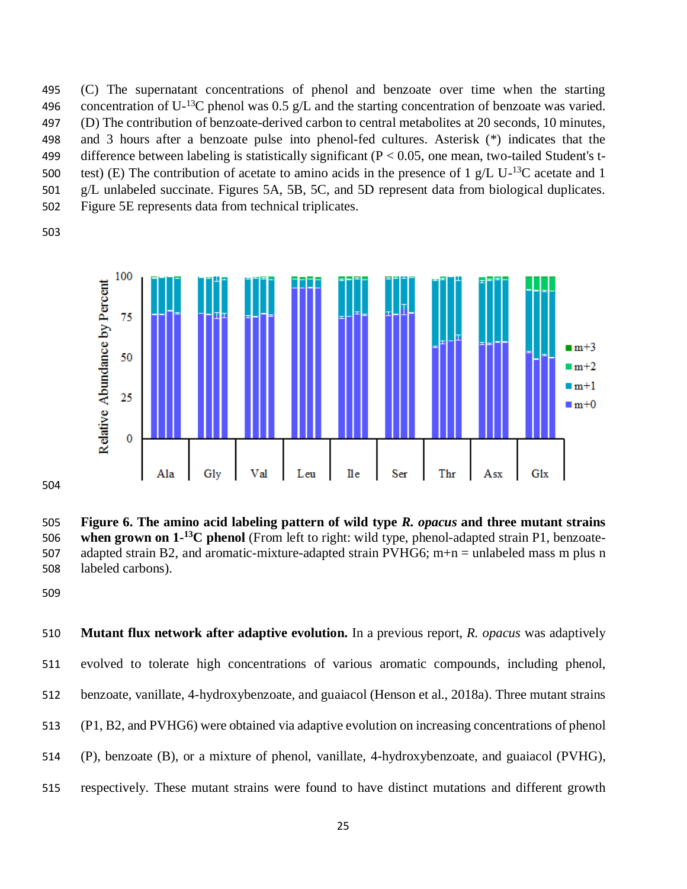(C) The supernatant concentrations of phenol and benzoate over time when the starting concentration of U-$^{13}$C phenol was 0.5 g/L and the starting concentration of benzoate was varied. (D) The contribution of benzoate-derived carbon to central metabolites at 20 seconds, 10 minutes, and 3 hours after a benzoate pulse into phenol-fed cultures. Asterisk (*) indicates that the difference between labeling is statistically significant ($P < 0.05$, one mean, two-tailed Student's t-test) (E) The contribution of acetate to amino acids in the presence of 1 g/L U-$^{13}$C acetate and 1 g/L unlabeled succinate. Figures 5A, 5B, 5C, and 5D represent data from biological duplicates. Figure 5E represents data from technical triplicates.

**Figure 6. The amino acid labeling pattern of wild type *R. opacus* and three mutant strains when grown on 1-$^{13}$C phenol** (From left to right: wild type, phenol-adapted strain P1, benzoate-adapted strain B2, and aromatic-mixture-adapted strain PVHG6; m+n = unlabeled mass m plus n labeled carbons).

**Mutant flux network after adaptive evolution.** In a previous report, *R. opacus* was adaptively evolved to tolerate high concentrations of various aromatic compounds, including phenol, benzoate, vanillate, 4-hydroxybenzoate, and guaiacol (Henson et al., 2018a). Three mutant strains (P1, B2, and PVHG6) were obtained via adaptive evolution on increasing concentrations of phenol (P), benzoate (B), or a mixture of phenol, vanillate, 4-hydroxybenzoate, and guaiacol (PVHG), respectively. These mutant strains were found to have distinct mutations and different growth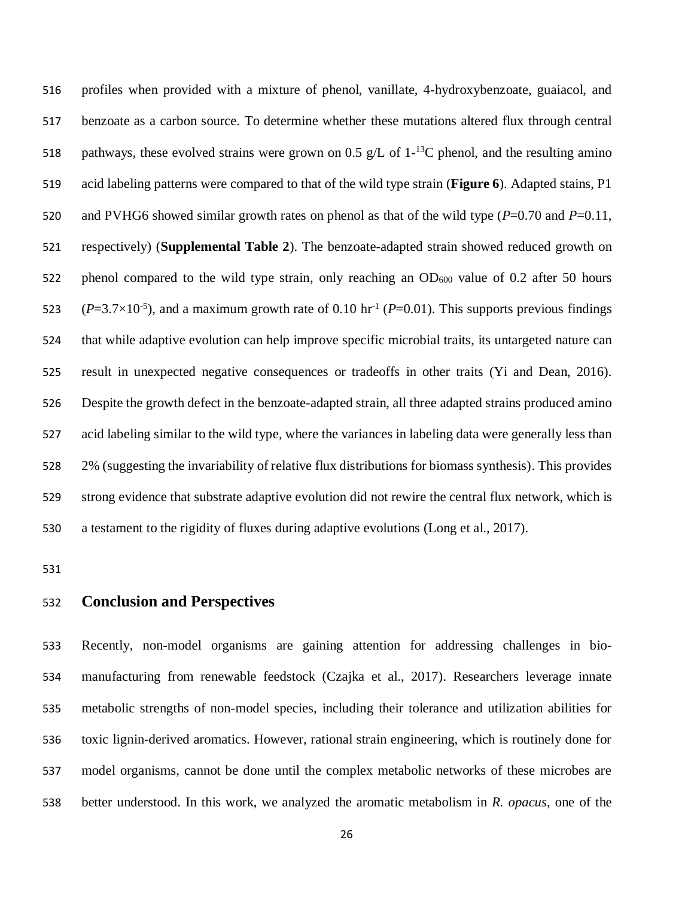profiles when provided with a mixture of phenol, vanillate, 4-hydroxybenzoate, guaiacol, and benzoate as a carbon source. To determine whether these mutations altered flux through central pathways, these evolved strains were grown on 0.5 g/L of 1-$^{13}$C phenol, and the resulting amino acid labeling patterns were compared to that of the wild type strain (**Figure 6**). Adapted stains, P1 and PVHG6 showed similar growth rates on phenol as that of the wild type (*P*=0.70 and *P*=0.11, respectively) (**Supplemental Table 2**). The benzoate-adapted strain showed reduced growth on phenol compared to the wild type strain, only reaching an $OD_{600}$ value of 0.2 after 50 hours ($P$=3.7×10$^{-5}$), and a maximum growth rate of 0.10 hr$^{-1}$ (*P*=0.01). This supports previous findings that while adaptive evolution can help improve specific microbial traits, its untargeted nature can result in unexpected negative consequences or tradeoffs in other traits (Yi and Dean, 2016). Despite the growth defect in the benzoate-adapted strain, all three adapted strains produced amino acid labeling similar to the wild type, where the variances in labeling data were generally less than 2% (suggesting the invariability of relative flux distributions for biomass synthesis). This provides strong evidence that substrate adaptive evolution did not rewire the central flux network, which is a testament to the rigidity of fluxes during adaptive evolutions (Long et al., 2017).

## Conclusion and Perspectives

Recently, non-model organisms are gaining attention for addressing challenges in bio-manufacturing from renewable feedstock (Czajka et al., 2017). Researchers leverage innate metabolic strengths of non-model species, including their tolerance and utilization abilities for toxic lignin-derived aromatics. However, rational strain engineering, which is routinely done for model organisms, cannot be done until the complex metabolic networks of these microbes are better understood. In this work, we analyzed the aromatic metabolism in *R. opacus*, one of the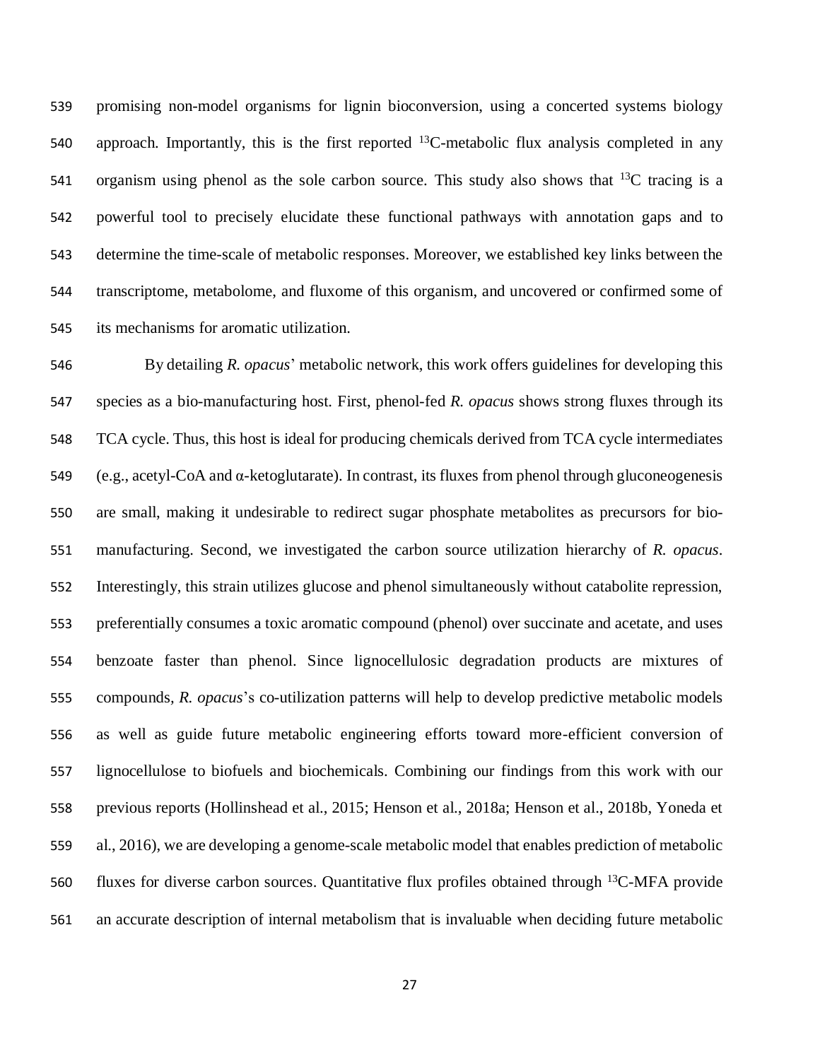promising non-model organisms for lignin bioconversion, using a concerted systems biology approach. Importantly, this is the first reported $^{13}$C-metabolic flux analysis completed in any organism using phenol as the sole carbon source. This study also shows that $^{13}$C tracing is a powerful tool to precisely elucidate these functional pathways with annotation gaps and to determine the time-scale of metabolic responses. Moreover, we established key links between the transcriptome, metabolome, and fluxome of this organism, and uncovered or confirmed some of its mechanisms for aromatic utilization.

By detailing *R. opacus*' metabolic network, this work offers guidelines for developing this species as a bio-manufacturing host. First, phenol-fed *R. opacus* shows strong fluxes through its TCA cycle. Thus, this host is ideal for producing chemicals derived from TCA cycle intermediates (e.g., acetyl-CoA and α-ketoglutarate). In contrast, its fluxes from phenol through gluconeogenesis are small, making it undesirable to redirect sugar phosphate metabolites as precursors for bio-manufacturing. Second, we investigated the carbon source utilization hierarchy of *R. opacus*. Interestingly, this strain utilizes glucose and phenol simultaneously without catabolite repression, preferentially consumes a toxic aromatic compound (phenol) over succinate and acetate, and uses benzoate faster than phenol. Since lignocellulosic degradation products are mixtures of compounds, *R. opacus*'s co-utilization patterns will help to develop predictive metabolic models as well as guide future metabolic engineering efforts toward more-efficient conversion of lignocellulose to biofuels and biochemicals. Combining our findings from this work with our previous reports (Hollinshead et al., 2015; Henson et al., 2018a; Henson et al., 2018b, Yoneda et al., 2016), we are developing a genome-scale metabolic model that enables prediction of metabolic fluxes for diverse carbon sources. Quantitative flux profiles obtained through $^{13}$C-MFA provide an accurate description of internal metabolism that is invaluable when deciding future metabolic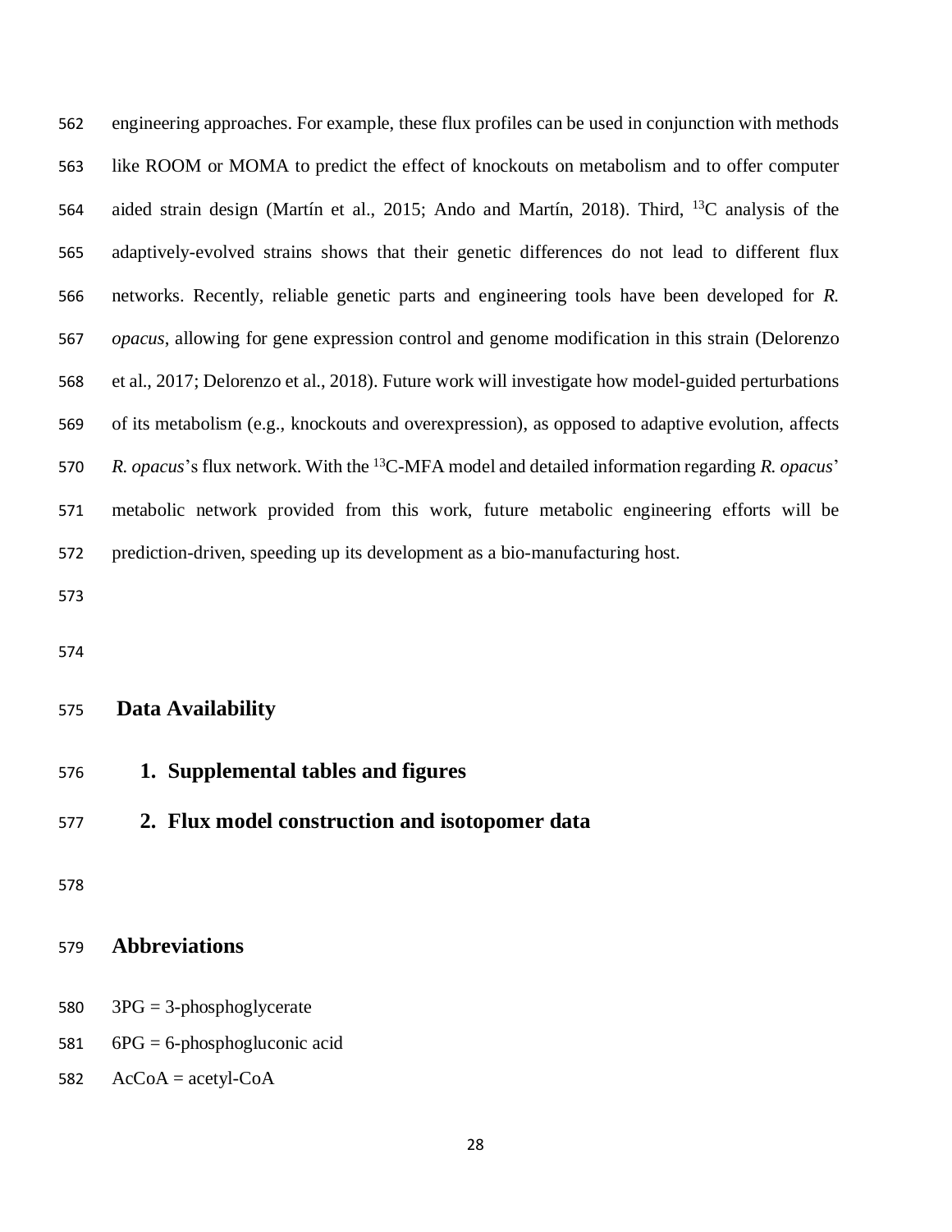engineering approaches. For example, these flux profiles can be used in conjunction with methods like ROOM or MOMA to predict the effect of knockouts on metabolism and to offer computer aided strain design (Martín et al., 2015; Ando and Martín, 2018). Third, $^{13}$C analysis of the adaptively-evolved strains shows that their genetic differences do not lead to different flux networks. Recently, reliable genetic parts and engineering tools have been developed for *R. opacus*, allowing for gene expression control and genome modification in this strain (Delorenzo et al., 2017; Delorenzo et al., 2018). Future work will investigate how model-guided perturbations of its metabolism (e.g., knockouts and overexpression), as opposed to adaptive evolution, affects *R. opacus*'s flux network. With the $^{13}$C-MFA model and detailed information regarding *R. opacus*' metabolic network provided from this work, future metabolic engineering efforts will be prediction-driven, speeding up its development as a bio-manufacturing host.

## Data Availability

1. **Supplemental tables and figures**
2. **Flux model construction and isotopomer data**

## Abbreviations

3PG = 3-phosphoglycerate

6PG = 6-phosphogluconic acid

AcCoA = acetyl-CoA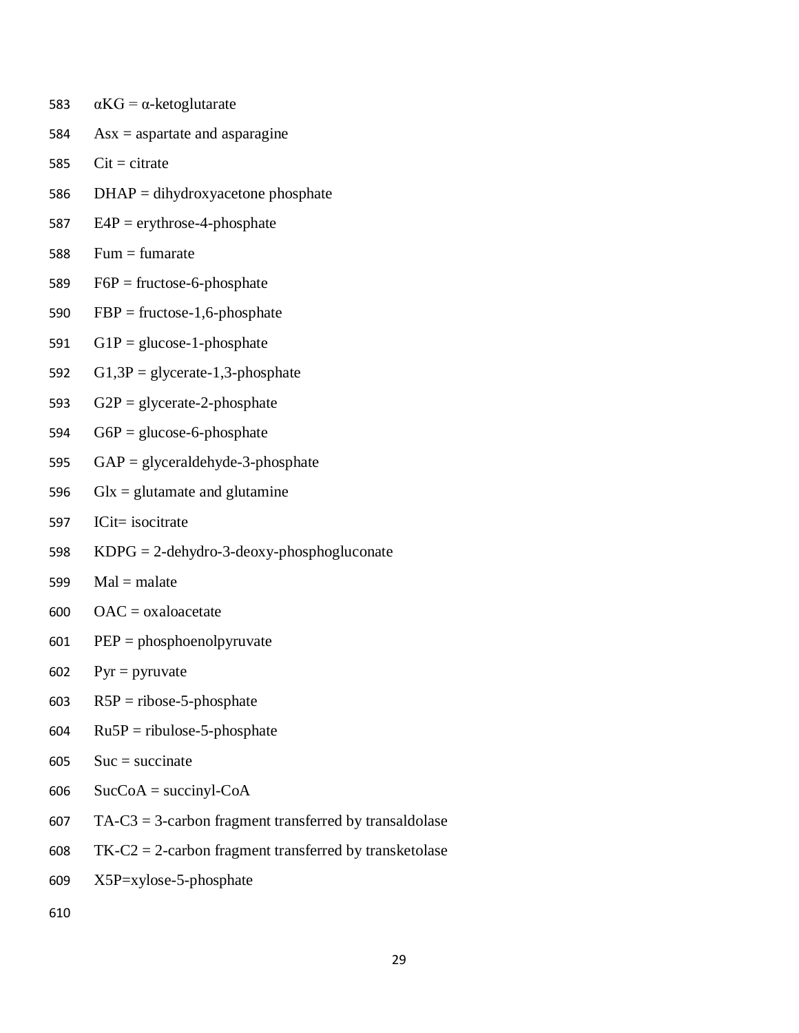αKG = α-ketoglutarate

Asx = aspartate and asparagine

Cit = citrate

DHAP = dihydroxyacetone phosphate

E4P = erythrose-4-phosphate

Fum = fumarate

F6P = fructose-6-phosphate

FBP = fructose-1,6-phosphate

G1P = glucose-1-phosphate

G1,3P = glycerate-1,3-phosphate

G2P = glycerate-2-phosphate

G6P = glucose-6-phosphate

GAP = glyceraldehyde-3-phosphate

Glx = glutamate and glutamine

ICit= isocitrate

KDPG = 2-dehydro-3-deoxy-phosphogluconate

Mal = malate

OAC = oxaloacetate

PEP = phosphoenolpyruvate

Pyr = pyruvate

R5P = ribose-5-phosphate

Ru5P = ribulose-5-phosphate

Suc = succinate

SucCoA = succinyl-CoA

TA-C3 = 3-carbon fragment transferred by transaldolase

TK-C2 = 2-carbon fragment transferred by transketolase

X5P=xylose-5-phosphate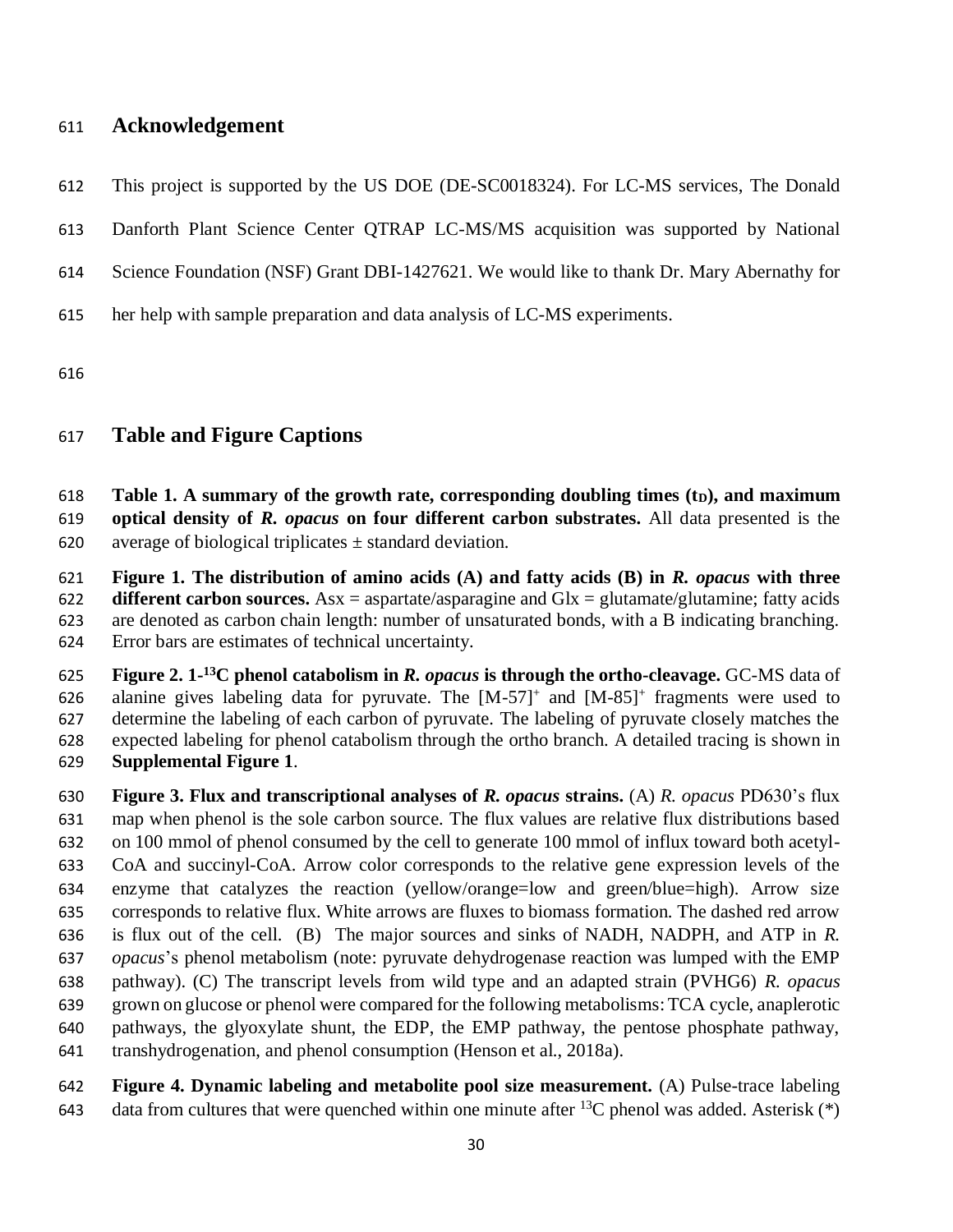## Acknowledgement

This project is supported by the US DOE (DE-SC0018324). For LC-MS services, The Donald Danforth Plant Science Center QTRAP LC-MS/MS acquisition was supported by National Science Foundation (NSF) Grant DBI-1427621. We would like to thank Dr. Mary Abernathy for her help with sample preparation and data analysis of LC-MS experiments.

## Table and Figure Captions

**Table 1. A summary of the growth rate, corresponding doubling times ($t_D$), and maximum optical density of *R. opacus* on four different carbon substrates.** All data presented is the average of biological triplicates ± standard deviation.

**Figure 1. The distribution of amino acids (A) and fatty acids (B) in *R. opacus* with three different carbon sources.** Asx = aspartate/asparagine and Glx = glutamate/glutamine; fatty acids are denoted as carbon chain length: number of unsaturated bonds, with a B indicating branching. Error bars are estimates of technical uncertainty.

**Figure 2. 1-$^{13}$C phenol catabolism in *R. opacus* is through the ortho-cleavage.** GC-MS data of alanine gives labeling data for pyruvate. The $[M\text{-}57]^+$ and $[M\text{-}85]^+$ fragments were used to determine the labeling of each carbon of pyruvate. The labeling of pyruvate closely matches the expected labeling for phenol catabolism through the ortho branch. A detailed tracing is shown in **Supplemental Figure 1**.

**Figure 3. Flux and transcriptional analyses of *R. opacus* strains.** (A) *R. opacus* PD630's flux map when phenol is the sole carbon source. The flux values are relative flux distributions based on 100 mmol of phenol consumed by the cell to generate 100 mmol of influx toward both acetyl-CoA and succinyl-CoA. Arrow color corresponds to the relative gene expression levels of the enzyme that catalyzes the reaction (yellow/orange=low and green/blue=high). Arrow size corresponds to relative flux. White arrows are fluxes to biomass formation. The dashed red arrow is flux out of the cell. (B) The major sources and sinks of NADH, NADPH, and ATP in *R. opacus*'s phenol metabolism (note: pyruvate dehydrogenase reaction was lumped with the EMP pathway). (C) The transcript levels from wild type and an adapted strain (PVHG6) *R. opacus* grown on glucose or phenol were compared for the following metabolisms: TCA cycle, anaplerotic pathways, the glyoxylate shunt, the EDP, the EMP pathway, the pentose phosphate pathway, transhydrogenation, and phenol consumption (Henson et al., 2018a).

**Figure 4. Dynamic labeling and metabolite pool size measurement.** (A) Pulse-trace labeling data from cultures that were quenched within one minute after $^{13}$C phenol was added. Asterisk (*)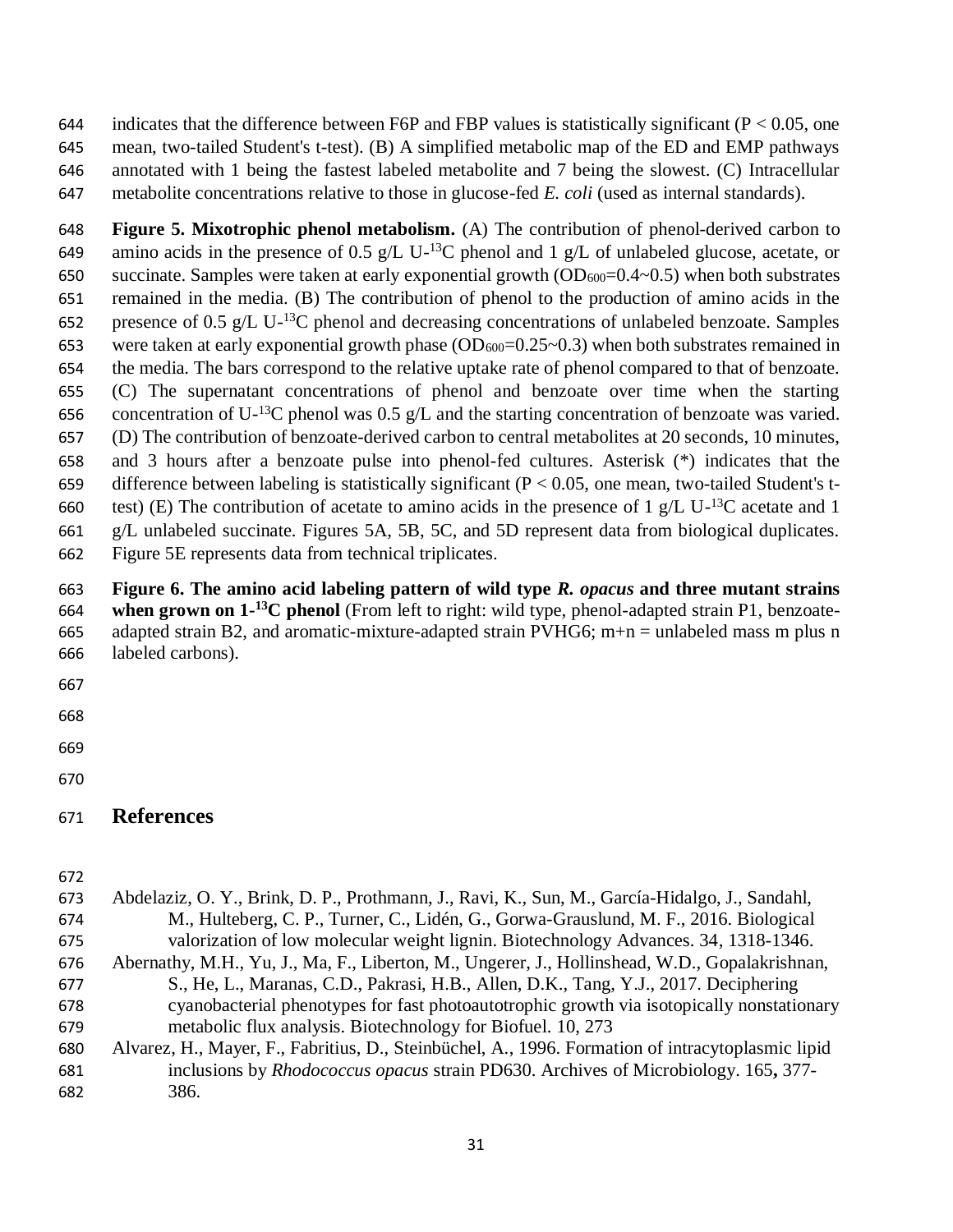indicates that the difference between F6P and FBP values is statistically significant ($P < 0.05$, one mean, two-tailed Student's t-test). (B) A simplified metabolic map of the ED and EMP pathways annotated with 1 being the fastest labeled metabolite and 7 being the slowest. (C) Intracellular metabolite concentrations relative to those in glucose-fed *E. coli* (used as internal standards).

**Figure 5. Mixotrophic phenol metabolism.** (A) The contribution of phenol-derived carbon to amino acids in the presence of 0.5 g/L U-$^{13}$C phenol and 1 g/L of unlabeled glucose, acetate, or succinate. Samples were taken at early exponential growth ($OD_{600}$=0.4~0.5) when both substrates remained in the media. (B) The contribution of phenol to the production of amino acids in the presence of 0.5 g/L U-$^{13}$C phenol and decreasing concentrations of unlabeled benzoate. Samples were taken at early exponential growth phase ($OD_{600}$=0.25~0.3) when both substrates remained in the media. The bars correspond to the relative uptake rate of phenol compared to that of benzoate. (C) The supernatant concentrations of phenol and benzoate over time when the starting concentration of U-$^{13}$C phenol was 0.5 g/L and the starting concentration of benzoate was varied. (D) The contribution of benzoate-derived carbon to central metabolites at 20 seconds, 10 minutes, and 3 hours after a benzoate pulse into phenol-fed cultures. Asterisk (*) indicates that the difference between labeling is statistically significant ($P < 0.05$, one mean, two-tailed Student's t-test) (E) The contribution of acetate to amino acids in the presence of 1 g/L U-$^{13}$C acetate and 1 g/L unlabeled succinate. Figures 5A, 5B, 5C, and 5D represent data from biological duplicates. Figure 5E represents data from technical triplicates.

**Figure 6. The amino acid labeling pattern of wild type *R. opacus* and three mutant strains when grown on 1-$^{13}$C phenol** (From left to right: wild type, phenol-adapted strain P1, benzoate-adapted strain B2, and aromatic-mixture-adapted strain PVHG6; m+n = unlabeled mass m plus n labeled carbons).

## References

Abdelaziz, O. Y., Brink, D. P., Prothmann, J., Ravi, K., Sun, M., García-Hidalgo, J., Sandahl, M., Hulteberg, C. P., Turner, C., Lidén, G., Gorwa-Grauslund, M. F., 2016. Biological valorization of low molecular weight lignin. Biotechnology Advances. 34, 1318-1346.

Abernathy, M.H., Yu, J., Ma, F., Liberton, M., Ungerer, J., Hollinshead, W.D., Gopalakrishnan, S., He, L., Maranas, C.D., Pakrasi, H.B., Allen, D.K., Tang, Y.J., 2017. Deciphering cyanobacterial phenotypes for fast photoautotrophic growth via isotopically nonstationary metabolic flux analysis. Biotechnology for Biofuel. 10, 273

Alvarez, H., Mayer, F., Fabritius, D., Steinbüchel, A., 1996. Formation of intracytoplasmic lipid inclusions by *Rhodococcus opacus* strain PD630. Archives of Microbiology. 165**,** 377-386.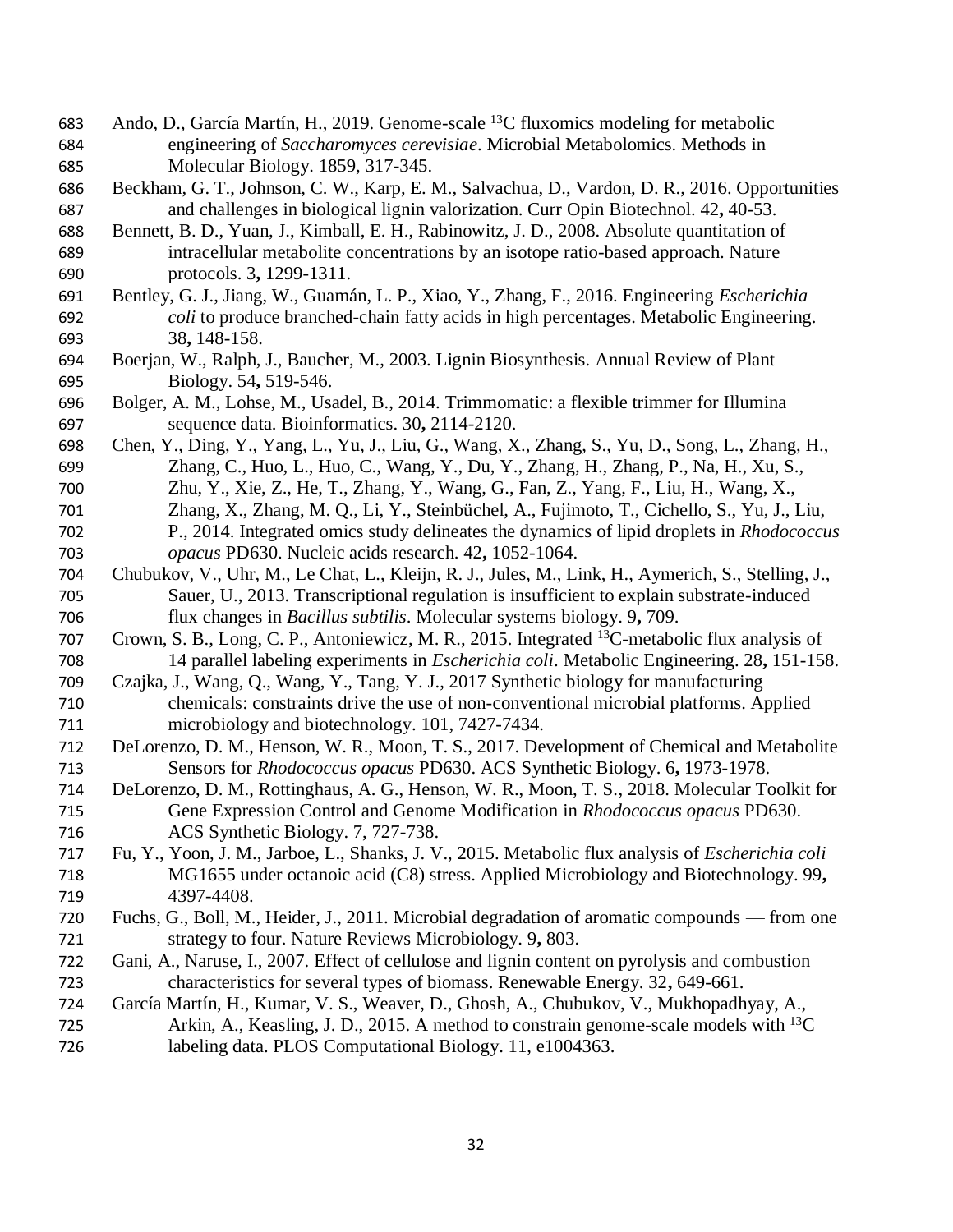Ando, D., García Martín, H., 2019. Genome-scale $^{13}C$ fluxomics modeling for metabolic engineering of *Saccharomyces cerevisiae*. Microbial Metabolomics. Methods in Molecular Biology. 1859, 317-345.

Beckham, G. T., Johnson, C. W., Karp, E. M., Salvachua, D., Vardon, D. R., 2016. Opportunities and challenges in biological lignin valorization. Curr Opin Biotechnol. 42**,** 40-53.

Bennett, B. D., Yuan, J., Kimball, E. H., Rabinowitz, J. D., 2008. Absolute quantitation of intracellular metabolite concentrations by an isotope ratio-based approach. Nature protocols. 3**,** 1299-1311.

Bentley, G. J., Jiang, W., Guamán, L. P., Xiao, Y., Zhang, F., 2016. Engineering *Escherichia coli* to produce branched-chain fatty acids in high percentages. Metabolic Engineering. 38**,** 148-158.

Boerjan, W., Ralph, J., Baucher, M., 2003. Lignin Biosynthesis. Annual Review of Plant Biology. 54**,** 519-546.

Bolger, A. M., Lohse, M., Usadel, B., 2014. Trimmomatic: a flexible trimmer for Illumina sequence data. Bioinformatics. 30**,** 2114-2120.

Chen, Y., Ding, Y., Yang, L., Yu, J., Liu, G., Wang, X., Zhang, S., Yu, D., Song, L., Zhang, H., Zhang, C., Huo, L., Huo, C., Wang, Y., Du, Y., Zhang, H., Zhang, P., Na, H., Xu, S., Zhu, Y., Xie, Z., He, T., Zhang, Y., Wang, G., Fan, Z., Yang, F., Liu, H., Wang, X., Zhang, X., Zhang, M. Q., Li, Y., Steinbüchel, A., Fujimoto, T., Cichello, S., Yu, J., Liu, P., 2014. Integrated omics study delineates the dynamics of lipid droplets in *Rhodococcus opacus* PD630. Nucleic acids research. 42**,** 1052-1064.

Chubukov, V., Uhr, M., Le Chat, L., Kleijn, R. J., Jules, M., Link, H., Aymerich, S., Stelling, J., Sauer, U., 2013. Transcriptional regulation is insufficient to explain substrate-induced flux changes in *Bacillus subtilis*. Molecular systems biology. 9**,** 709.

Crown, S. B., Long, C. P., Antoniewicz, M. R., 2015. Integrated $^{13}C$-metabolic flux analysis of 14 parallel labeling experiments in *Escherichia coli*. Metabolic Engineering. 28**,** 151-158.

Czajka, J., Wang, Q., Wang, Y., Tang, Y. J., 2017 Synthetic biology for manufacturing chemicals: constraints drive the use of non-conventional microbial platforms. Applied microbiology and biotechnology. 101, 7427-7434.

DeLorenzo, D. M., Henson, W. R., Moon, T. S., 2017. Development of Chemical and Metabolite Sensors for *Rhodococcus opacus* PD630. ACS Synthetic Biology. 6**,** 1973-1978.

DeLorenzo, D. M., Rottinghaus, A. G., Henson, W. R., Moon, T. S., 2018. Molecular Toolkit for Gene Expression Control and Genome Modification in *Rhodococcus opacus* PD630. ACS Synthetic Biology. 7, 727-738.

Fu, Y., Yoon, J. M., Jarboe, L., Shanks, J. V., 2015. Metabolic flux analysis of *Escherichia coli* MG1655 under octanoic acid (C8) stress. Applied Microbiology and Biotechnology. 99**,** 4397-4408.

Fuchs, G., Boll, M., Heider, J., 2011. Microbial degradation of aromatic compounds — from one strategy to four. Nature Reviews Microbiology. 9**,** 803.

Gani, A., Naruse, I., 2007. Effect of cellulose and lignin content on pyrolysis and combustion characteristics for several types of biomass. Renewable Energy. 32**,** 649-661.

García Martín, H., Kumar, V. S., Weaver, D., Ghosh, A., Chubukov, V., Mukhopadhyay, A., Arkin, A., Keasling, J. D., 2015. A method to constrain genome-scale models with $^{13}C$ labeling data. PLOS Computational Biology. 11, e1004363.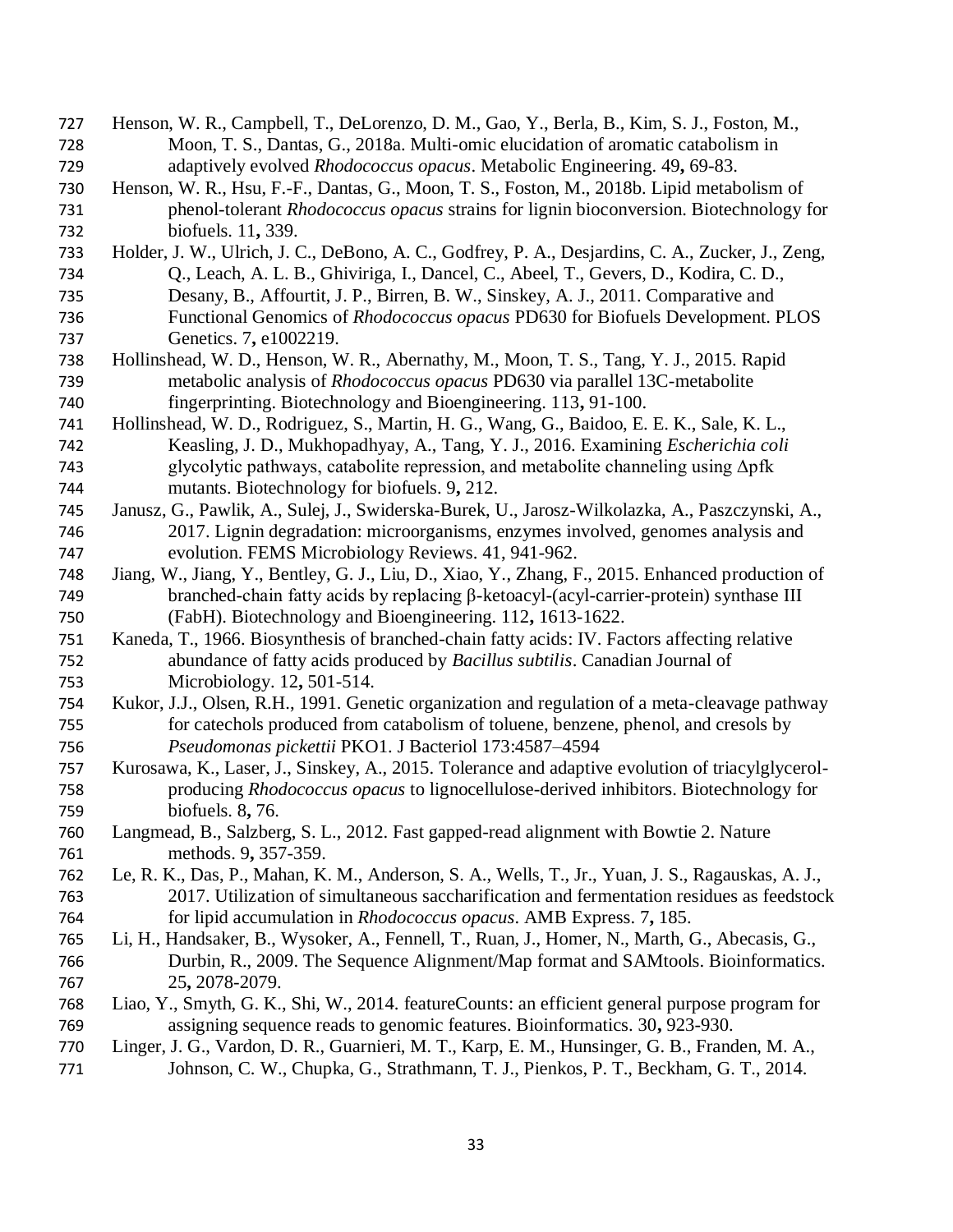Henson, W. R., Campbell, T., DeLorenzo, D. M., Gao, Y., Berla, B., Kim, S. J., Foston, M., Moon, T. S., Dantas, G., 2018a. Multi-omic elucidation of aromatic catabolism in adaptively evolved *Rhodococcus opacus*. Metabolic Engineering. 49**,** 69-83.

Henson, W. R., Hsu, F.-F., Dantas, G., Moon, T. S., Foston, M., 2018b. Lipid metabolism of phenol-tolerant *Rhodococcus opacus* strains for lignin bioconversion. Biotechnology for biofuels. 11**,** 339.

Holder, J. W., Ulrich, J. C., DeBono, A. C., Godfrey, P. A., Desjardins, C. A., Zucker, J., Zeng, Q., Leach, A. L. B., Ghiviriga, I., Dancel, C., Abeel, T., Gevers, D., Kodira, C. D., Desany, B., Affourtit, J. P., Birren, B. W., Sinskey, A. J., 2011. Comparative and Functional Genomics of *Rhodococcus opacus* PD630 for Biofuels Development. PLOS Genetics. 7**,** e1002219.

Hollinshead, W. D., Henson, W. R., Abernathy, M., Moon, T. S., Tang, Y. J., 2015. Rapid metabolic analysis of *Rhodococcus opacus* PD630 via parallel 13C-metabolite fingerprinting. Biotechnology and Bioengineering. 113**,** 91-100.

Hollinshead, W. D., Rodriguez, S., Martin, H. G., Wang, G., Baidoo, E. E. K., Sale, K. L., Keasling, J. D., Mukhopadhyay, A., Tang, Y. J., 2016. Examining *Escherichia coli* glycolytic pathways, catabolite repression, and metabolite channeling using Δpfk mutants. Biotechnology for biofuels. 9**,** 212.

Janusz, G., Pawlik, A., Sulej, J., Swiderska-Burek, U., Jarosz-Wilkolazka, A., Paszczynski, A., 2017. Lignin degradation: microorganisms, enzymes involved, genomes analysis and evolution. FEMS Microbiology Reviews. 41, 941-962.

Jiang, W., Jiang, Y., Bentley, G. J., Liu, D., Xiao, Y., Zhang, F., 2015. Enhanced production of branched-chain fatty acids by replacing β-ketoacyl-(acyl-carrier-protein) synthase III (FabH). Biotechnology and Bioengineering. 112**,** 1613-1622.

Kaneda, T., 1966. Biosynthesis of branched-chain fatty acids: IV. Factors affecting relative abundance of fatty acids produced by *Bacillus subtilis*. Canadian Journal of Microbiology. 12**,** 501-514.

Kukor, J.J., Olsen, R.H., 1991. Genetic organization and regulation of a meta-cleavage pathway for catechols produced from catabolism of toluene, benzene, phenol, and cresols by *Pseudomonas pickettii* PKO1. J Bacteriol 173:4587–4594

Kurosawa, K., Laser, J., Sinskey, A., 2015. Tolerance and adaptive evolution of triacylglycerol-producing *Rhodococcus opacus* to lignocellulose-derived inhibitors. Biotechnology for biofuels. 8**,** 76.

Langmead, B., Salzberg, S. L., 2012. Fast gapped-read alignment with Bowtie 2. Nature methods. 9**,** 357-359.

Le, R. K., Das, P., Mahan, K. M., Anderson, S. A., Wells, T., Jr., Yuan, J. S., Ragauskas, A. J., 2017. Utilization of simultaneous saccharification and fermentation residues as feedstock for lipid accumulation in *Rhodococcus opacus*. AMB Express. 7**,** 185.

Li, H., Handsaker, B., Wysoker, A., Fennell, T., Ruan, J., Homer, N., Marth, G., Abecasis, G., Durbin, R., 2009. The Sequence Alignment/Map format and SAMtools. Bioinformatics. 25**,** 2078-2079.

Liao, Y., Smyth, G. K., Shi, W., 2014. featureCounts: an efficient general purpose program for assigning sequence reads to genomic features. Bioinformatics. 30**,** 923-930.

Linger, J. G., Vardon, D. R., Guarnieri, M. T., Karp, E. M., Hunsinger, G. B., Franden, M. A., Johnson, C. W., Chupka, G., Strathmann, T. J., Pienkos, P. T., Beckham, G. T., 2014.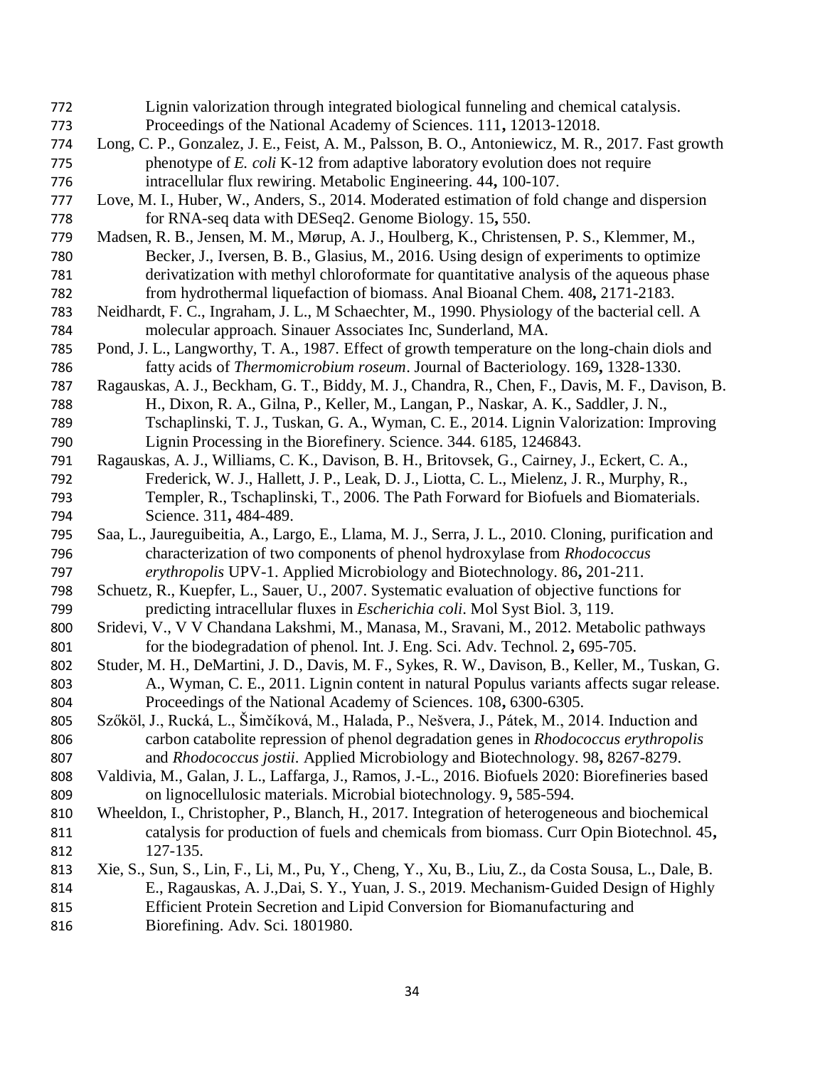Lignin valorization through integrated biological funneling and chemical catalysis. Proceedings of the National Academy of Sciences. 111**,** 12013-12018.

Long, C. P., Gonzalez, J. E., Feist, A. M., Palsson, B. O., Antoniewicz, M. R., 2017. Fast growth phenotype of *E. coli* K-12 from adaptive laboratory evolution does not require intracellular flux rewiring. Metabolic Engineering. 44**,** 100-107.

Love, M. I., Huber, W., Anders, S., 2014. Moderated estimation of fold change and dispersion for RNA-seq data with DESeq2. Genome Biology. 15**,** 550.

Madsen, R. B., Jensen, M. M., Mørup, A. J., Houlberg, K., Christensen, P. S., Klemmer, M., Becker, J., Iversen, B. B., Glasius, M., 2016. Using design of experiments to optimize derivatization with methyl chloroformate for quantitative analysis of the aqueous phase from hydrothermal liquefaction of biomass. Anal Bioanal Chem. 408**,** 2171-2183.

Neidhardt, F. C., Ingraham, J. L., M Schaechter, M., 1990. Physiology of the bacterial cell. A molecular approach. Sinauer Associates Inc, Sunderland, MA.

Pond, J. L., Langworthy, T. A., 1987. Effect of growth temperature on the long-chain diols and fatty acids of *Thermomicrobium roseum*. Journal of Bacteriology. 169**,** 1328-1330.

Ragauskas, A. J., Beckham, G. T., Biddy, M. J., Chandra, R., Chen, F., Davis, M. F., Davison, B. H., Dixon, R. A., Gilna, P., Keller, M., Langan, P., Naskar, A. K., Saddler, J. N., Tschaplinski, T. J., Tuskan, G. A., Wyman, C. E., 2014. Lignin Valorization: Improving Lignin Processing in the Biorefinery. Science. 344. 6185, 1246843.

Ragauskas, A. J., Williams, C. K., Davison, B. H., Britovsek, G., Cairney, J., Eckert, C. A., Frederick, W. J., Hallett, J. P., Leak, D. J., Liotta, C. L., Mielenz, J. R., Murphy, R., Templer, R., Tschaplinski, T., 2006. The Path Forward for Biofuels and Biomaterials. Science. 311**,** 484-489.

Saa, L., Jaureguibeitia, A., Largo, E., Llama, M. J., Serra, J. L., 2010. Cloning, purification and characterization of two components of phenol hydroxylase from *Rhodococcus erythropolis* UPV-1. Applied Microbiology and Biotechnology. 86**,** 201-211.

Schuetz, R., Kuepfer, L., Sauer, U., 2007. Systematic evaluation of objective functions for predicting intracellular fluxes in *Escherichia coli*. Mol Syst Biol. 3, 119.

Sridevi, V., V V Chandana Lakshmi, M., Manasa, M., Sravani, M., 2012. Metabolic pathways for the biodegradation of phenol. Int. J. Eng. Sci. Adv. Technol. 2**,** 695-705.

Studer, M. H., DeMartini, J. D., Davis, M. F., Sykes, R. W., Davison, B., Keller, M., Tuskan, G. A., Wyman, C. E., 2011. Lignin content in natural Populus variants affects sugar release. Proceedings of the National Academy of Sciences. 108**,** 6300-6305.

Szőköl, J., Rucká, L., Šimčíková, M., Halada, P., Nešvera, J., Pátek, M., 2014. Induction and carbon catabolite repression of phenol degradation genes in *Rhodococcus erythropolis* and *Rhodococcus jostii*. Applied Microbiology and Biotechnology. 98**,** 8267-8279.

Valdivia, M., Galan, J. L., Laffarga, J., Ramos, J.-L., 2016. Biofuels 2020: Biorefineries based on lignocellulosic materials. Microbial biotechnology. 9**,** 585-594.

Wheeldon, I., Christopher, P., Blanch, H., 2017. Integration of heterogeneous and biochemical catalysis for production of fuels and chemicals from biomass. Curr Opin Biotechnol. 45**,** 127-135.

Xie, S., Sun, S., Lin, F., Li, M., Pu, Y., Cheng, Y., Xu, B., Liu, Z., da Costa Sousa, L., Dale, B. E., Ragauskas, A. J.,Dai, S. Y., Yuan, J. S., 2019. Mechanism‐Guided Design of Highly Efficient Protein Secretion and Lipid Conversion for Biomanufacturing and Biorefining. Adv. Sci. 1801980.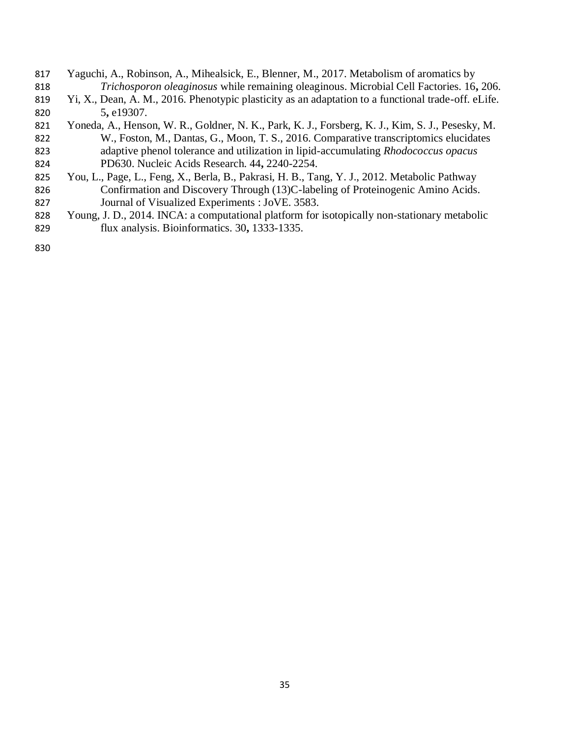Yaguchi, A., Robinson, A., Mihealsick, E., Blenner, M., 2017. Metabolism of aromatics by *Trichosporon oleaginosus* while remaining oleaginous. Microbial Cell Factories. 16**,** 206.

Yi, X., Dean, A. M., 2016. Phenotypic plasticity as an adaptation to a functional trade-off. eLife. 5**,** e19307.

Yoneda, A., Henson, W. R., Goldner, N. K., Park, K. J., Forsberg, K. J., Kim, S. J., Pesesky, M. W., Foston, M., Dantas, G., Moon, T. S., 2016. Comparative transcriptomics elucidates adaptive phenol tolerance and utilization in lipid-accumulating *Rhodococcus opacus* PD630. Nucleic Acids Research. 44**,** 2240-2254.

You, L., Page, L., Feng, X., Berla, B., Pakrasi, H. B., Tang, Y. J., 2012. Metabolic Pathway Confirmation and Discovery Through (13)C-labeling of Proteinogenic Amino Acids. Journal of Visualized Experiments : JoVE. 3583.

Young, J. D., 2014. INCA: a computational platform for isotopically non-stationary metabolic flux analysis. Bioinformatics. 30**,** 1333-1335.